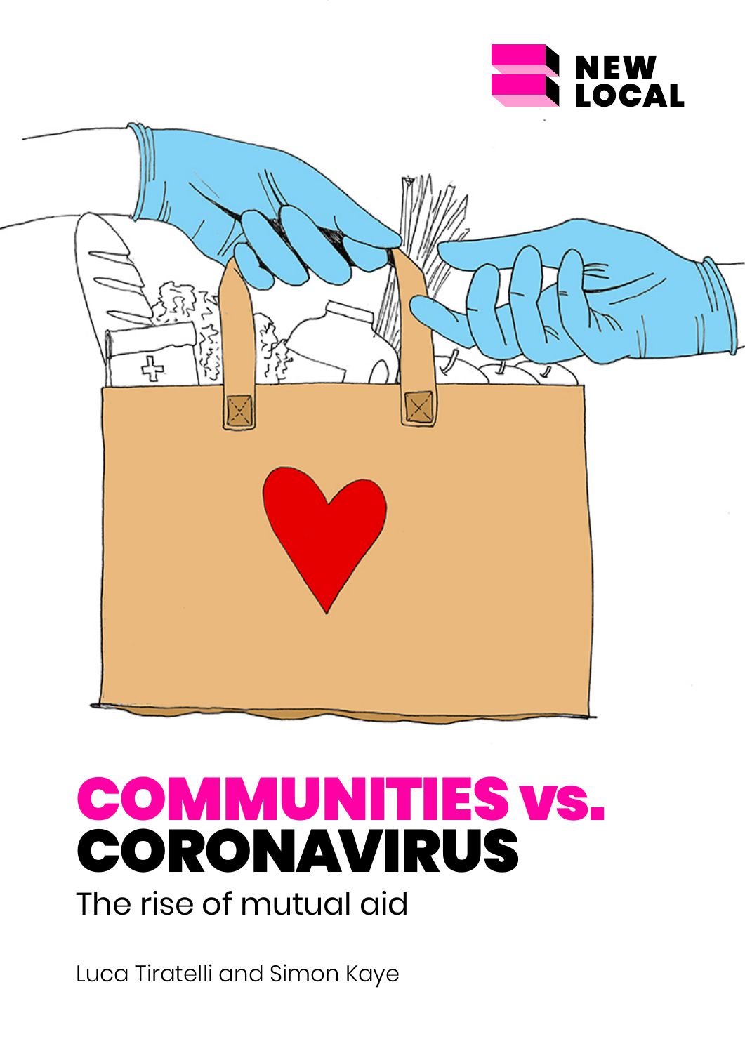NEW LOCAL

# COMMUNITIES vs. CORONAVIRUS

## The rise of mutual aid

Luca Tiratelli and Simon Kaye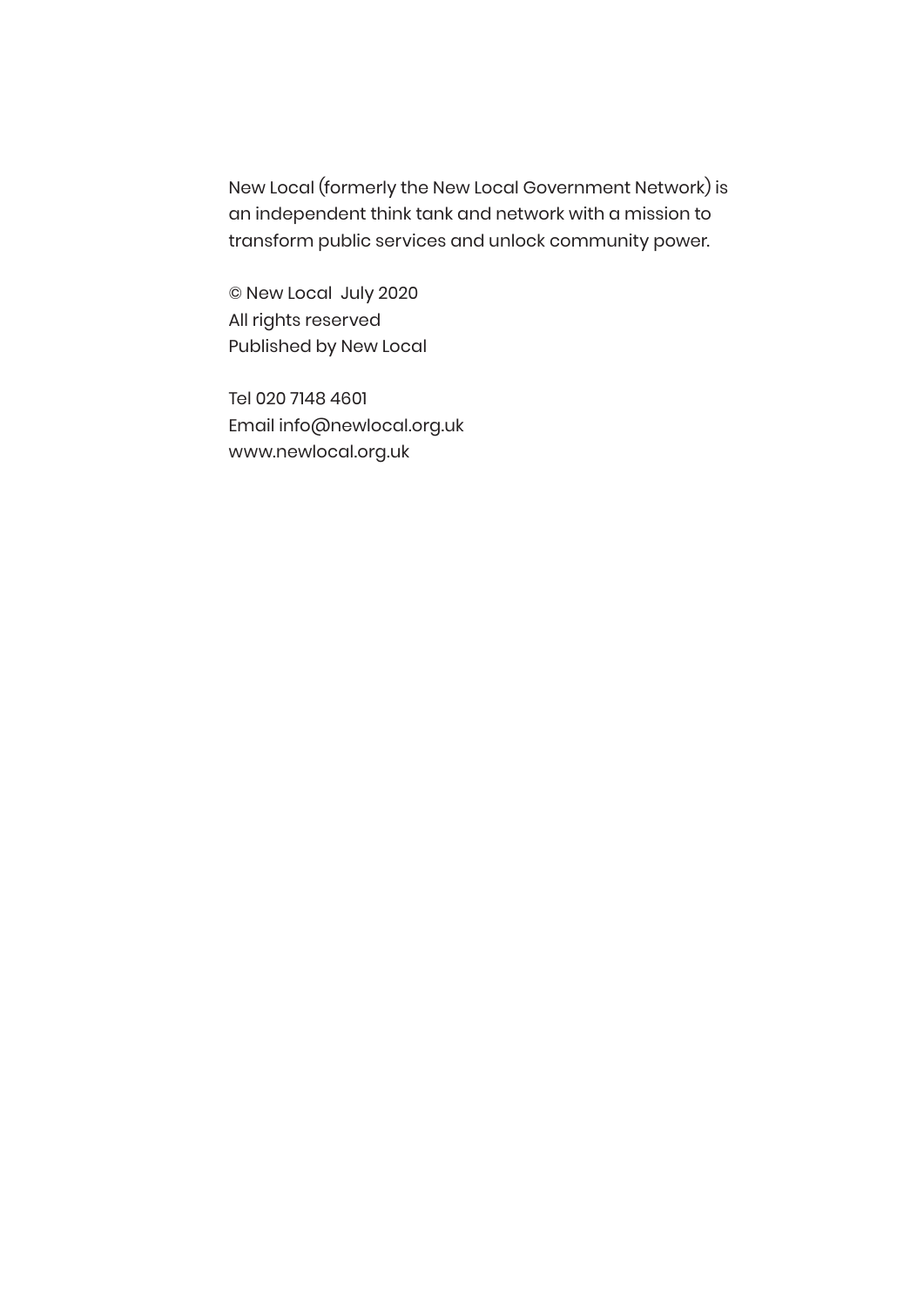New Local (formerly the New Local Government Network) is an independent think tank and network with a mission to transform public services and unlock community power.

© New Local July 2020
All rights reserved
Published by New Local

Tel 020 7148 4601
Email info@newlocal.org.uk
www.newlocal.org.uk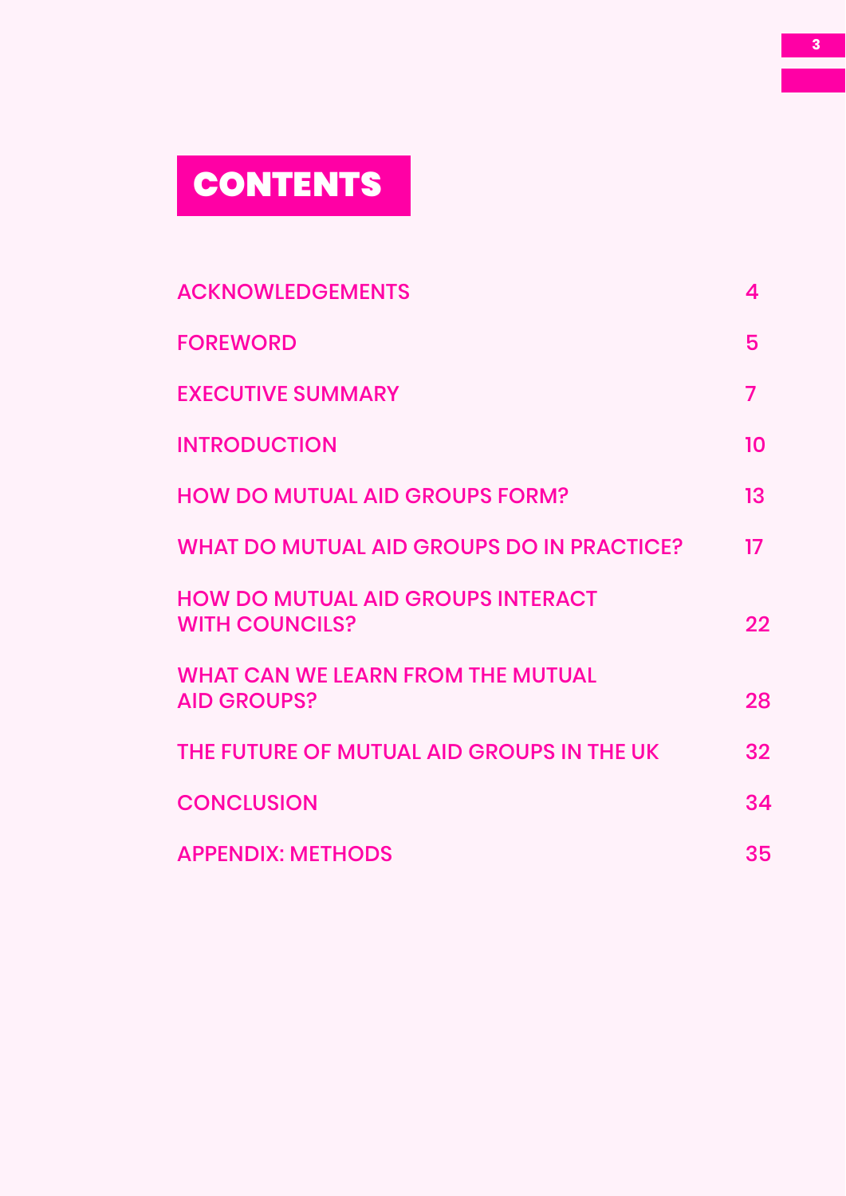# CONTENTS

| | |
|---|---|
| ACKNOWLEDGEMENTS | 4 |
| FOREWORD | 5 |
| EXECUTIVE SUMMARY | 7 |
| INTRODUCTION | 10 |
| HOW DO MUTUAL AID GROUPS FORM? | 13 |
| WHAT DO MUTUAL AID GROUPS DO IN PRACTICE? | 17 |
| HOW DO MUTUAL AID GROUPS INTERACT WITH COUNCILS? | 22 |
| WHAT CAN WE LEARN FROM THE MUTUAL AID GROUPS? | 28 |
| THE FUTURE OF MUTUAL AID GROUPS IN THE UK | 32 |
| CONCLUSION | 34 |
| APPENDIX: METHODS | 35 |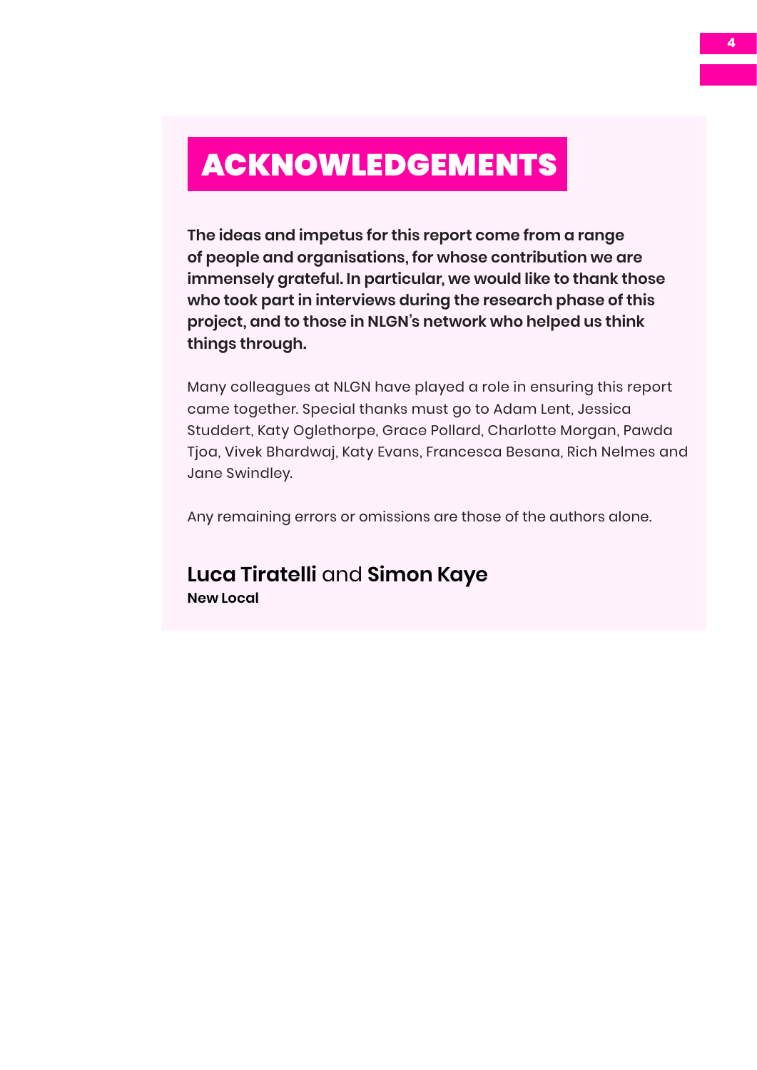# ACKNOWLEDGEMENTS

**The ideas and impetus for this report come from a range of people and organisations, for whose contribution we are immensely grateful. In particular, we would like to thank those who took part in interviews during the research phase of this project, and to those in NLGN's network who helped us think things through.**

Many colleagues at NLGN have played a role in ensuring this report came together. Special thanks must go to Adam Lent, Jessica Studdert, Katy Oglethorpe, Grace Pollard, Charlotte Morgan, Pawda Tjoa, Vivek Bhardwaj, Katy Evans, Francesca Besana, Rich Nelmes and Jane Swindley.

Any remaining errors or omissions are those of the authors alone.

**Luca Tiratelli** and **Simon Kaye**
**New Local**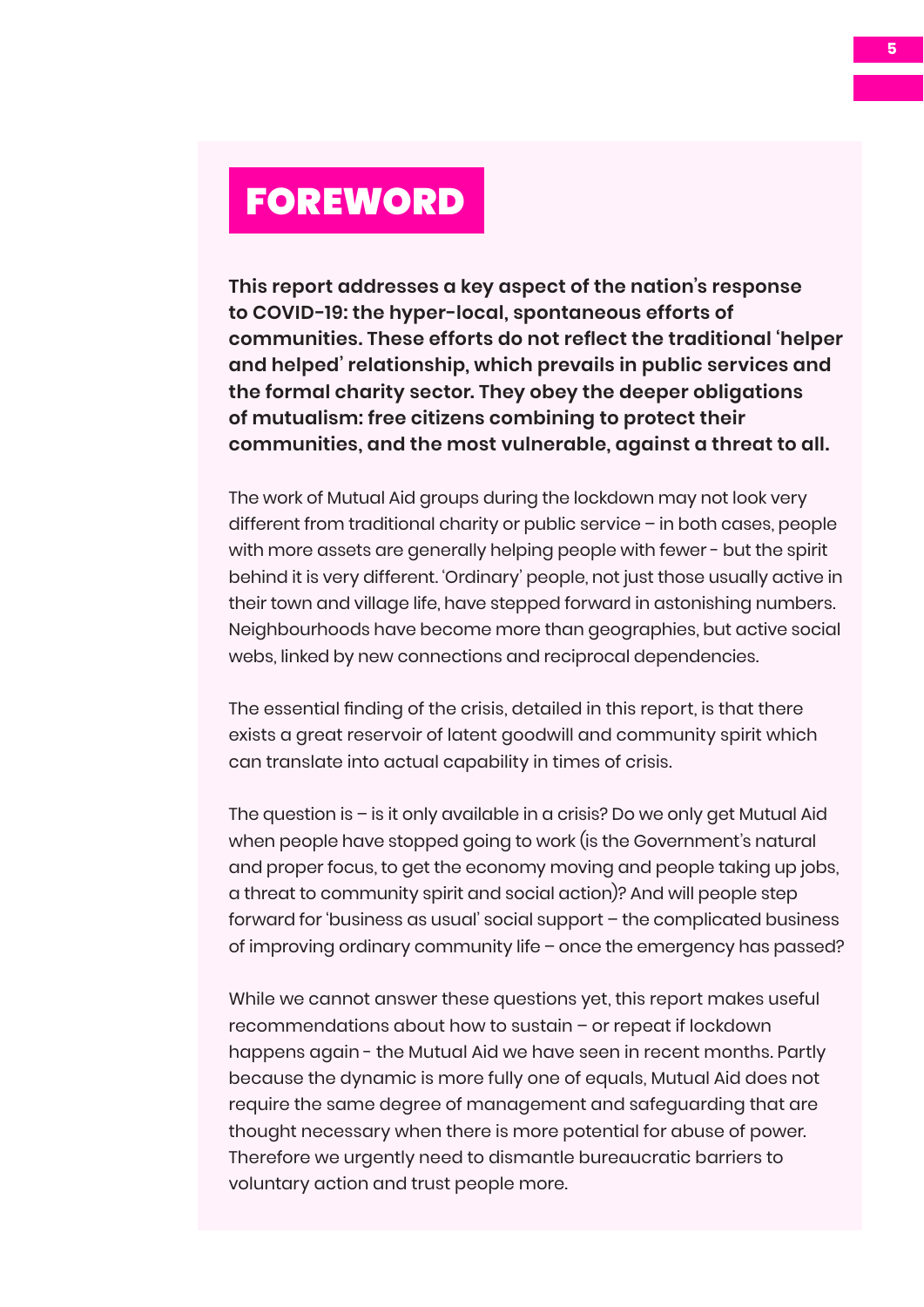# FOREWORD

**This report addresses a key aspect of the nation's response to COVID-19: the hyper-local, spontaneous efforts of communities. These efforts do not reflect the traditional 'helper and helped' relationship, which prevails in public services and the formal charity sector. They obey the deeper obligations of mutualism: free citizens combining to protect their communities, and the most vulnerable, against a threat to all.**

The work of Mutual Aid groups during the lockdown may not look very different from traditional charity or public service – in both cases, people with more assets are generally helping people with fewer - but the spirit behind it is very different. 'Ordinary' people, not just those usually active in their town and village life, have stepped forward in astonishing numbers. Neighbourhoods have become more than geographies, but active social webs, linked by new connections and reciprocal dependencies.

The essential finding of the crisis, detailed in this report, is that there exists a great reservoir of latent goodwill and community spirit which can translate into actual capability in times of crisis.

The question is – is it only available in a crisis? Do we only get Mutual Aid when people have stopped going to work (is the Government's natural and proper focus, to get the economy moving and people taking up jobs, a threat to community spirit and social action)? And will people step forward for 'business as usual' social support – the complicated business of improving ordinary community life – once the emergency has passed?

While we cannot answer these questions yet, this report makes useful recommendations about how to sustain – or repeat if lockdown happens again - the Mutual Aid we have seen in recent months. Partly because the dynamic is more fully one of equals, Mutual Aid does not require the same degree of management and safeguarding that are thought necessary when there is more potential for abuse of power. Therefore we urgently need to dismantle bureaucratic barriers to voluntary action and trust people more.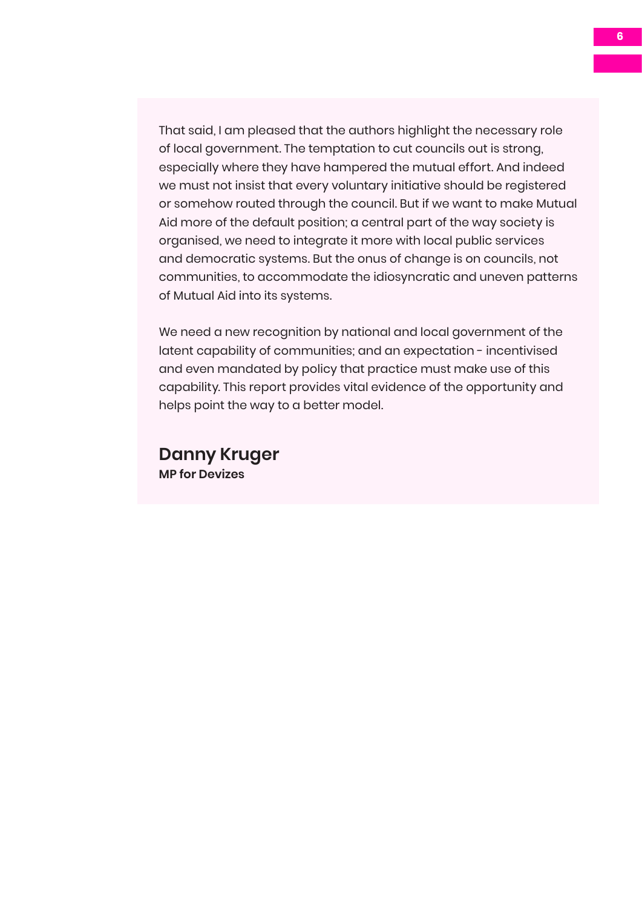That said, I am pleased that the authors highlight the necessary role of local government. The temptation to cut councils out is strong, especially where they have hampered the mutual effort. And indeed we must not insist that every voluntary initiative should be registered or somehow routed through the council. But if we want to make Mutual Aid more of the default position; a central part of the way society is organised, we need to integrate it more with local public services and democratic systems. But the onus of change is on councils, not communities, to accommodate the idiosyncratic and uneven patterns of Mutual Aid into its systems.

We need a new recognition by national and local government of the latent capability of communities; and an expectation - incentivised and even mandated by policy that practice must make use of this capability. This report provides vital evidence of the opportunity and helps point the way to a better model.

**Danny Kruger**
**MP for Devizes**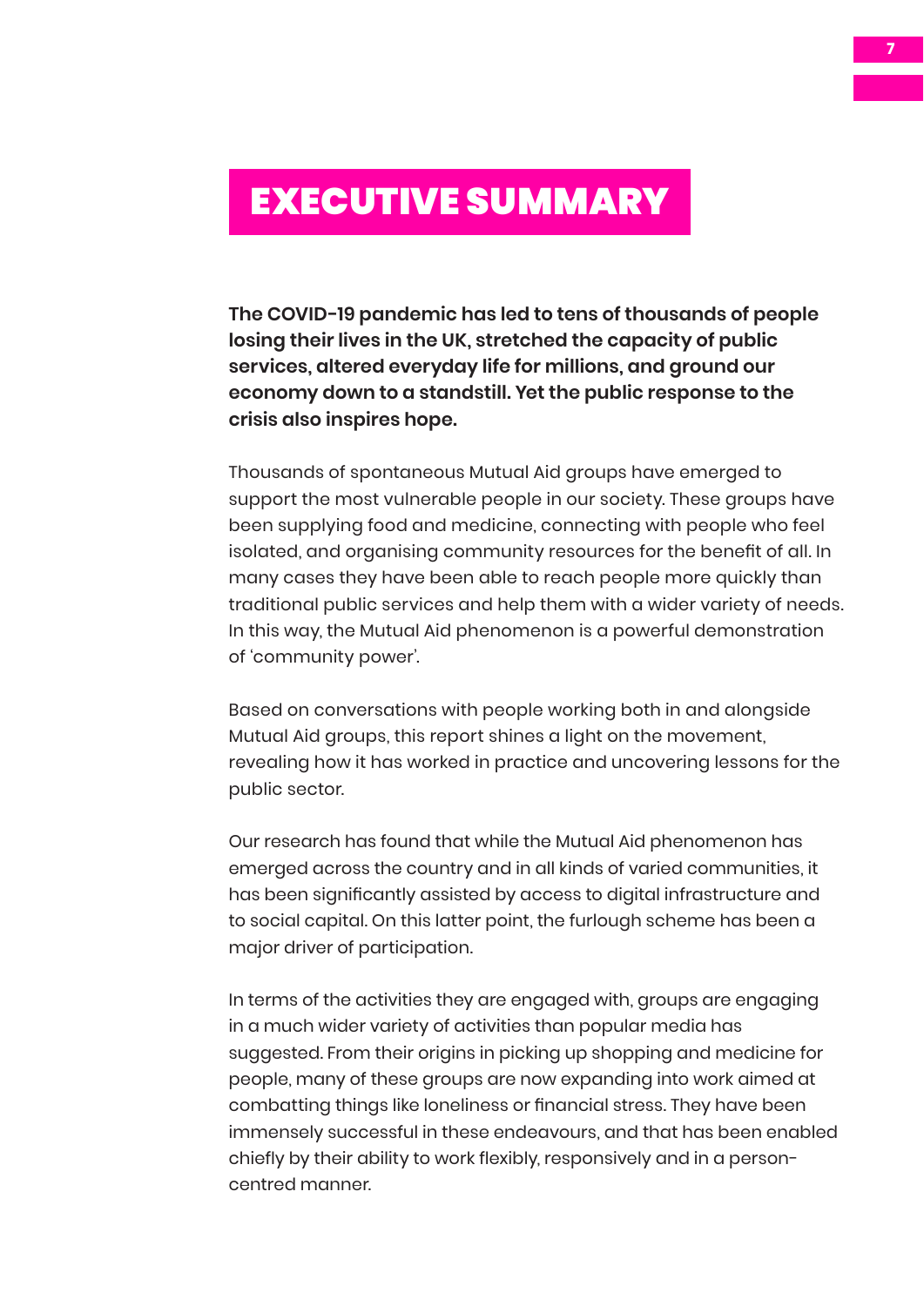# EXECUTIVE SUMMARY

**The COVID-19 pandemic has led to tens of thousands of people losing their lives in the UK, stretched the capacity of public services, altered everyday life for millions, and ground our economy down to a standstill. Yet the public response to the crisis also inspires hope.**

Thousands of spontaneous Mutual Aid groups have emerged to support the most vulnerable people in our society. These groups have been supplying food and medicine, connecting with people who feel isolated, and organising community resources for the benefit of all. In many cases they have been able to reach people more quickly than traditional public services and help them with a wider variety of needs. In this way, the Mutual Aid phenomenon is a powerful demonstration of 'community power'.

Based on conversations with people working both in and alongside Mutual Aid groups, this report shines a light on the movement, revealing how it has worked in practice and uncovering lessons for the public sector.

Our research has found that while the Mutual Aid phenomenon has emerged across the country and in all kinds of varied communities, it has been significantly assisted by access to digital infrastructure and to social capital. On this latter point, the furlough scheme has been a major driver of participation.

In terms of the activities they are engaged with, groups are engaging in a much wider variety of activities than popular media has suggested. From their origins in picking up shopping and medicine for people, many of these groups are now expanding into work aimed at combatting things like loneliness or financial stress. They have been immensely successful in these endeavours, and that has been enabled chiefly by their ability to work flexibly, responsively and in a person-centred manner.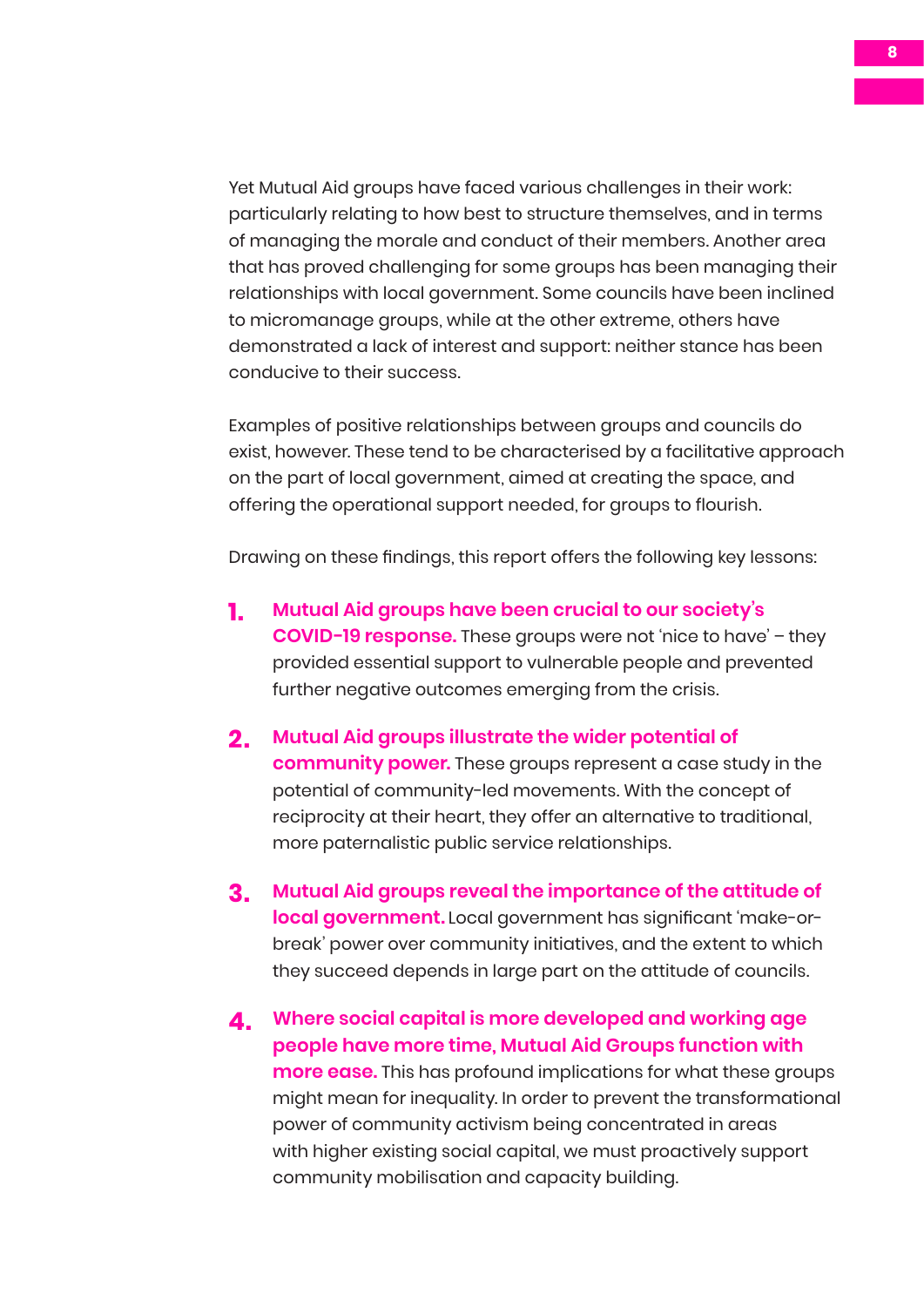Yet Mutual Aid groups have faced various challenges in their work: particularly relating to how best to structure themselves, and in terms of managing the morale and conduct of their members. Another area that has proved challenging for some groups has been managing their relationships with local government. Some councils have been inclined to micromanage groups, while at the other extreme, others have demonstrated a lack of interest and support: neither stance has been conducive to their success.

Examples of positive relationships between groups and councils do exist, however. These tend to be characterised by a facilitative approach on the part of local government, aimed at creating the space, and offering the operational support needed, for groups to flourish.

Drawing on these findings, this report offers the following key lessons:

1. **Mutual Aid groups have been crucial to our society's COVID-19 response.** These groups were not 'nice to have' – they provided essential support to vulnerable people and prevented further negative outcomes emerging from the crisis.

2. **Mutual Aid groups illustrate the wider potential of community power.** These groups represent a case study in the potential of community-led movements. With the concept of reciprocity at their heart, they offer an alternative to traditional, more paternalistic public service relationships.

3. **Mutual Aid groups reveal the importance of the attitude of local government.** Local government has significant 'make-or-break' power over community initiatives, and the extent to which they succeed depends in large part on the attitude of councils.

4. **Where social capital is more developed and working age people have more time, Mutual Aid Groups function with more ease.** This has profound implications for what these groups might mean for inequality. In order to prevent the transformational power of community activism being concentrated in areas with higher existing social capital, we must proactively support community mobilisation and capacity building.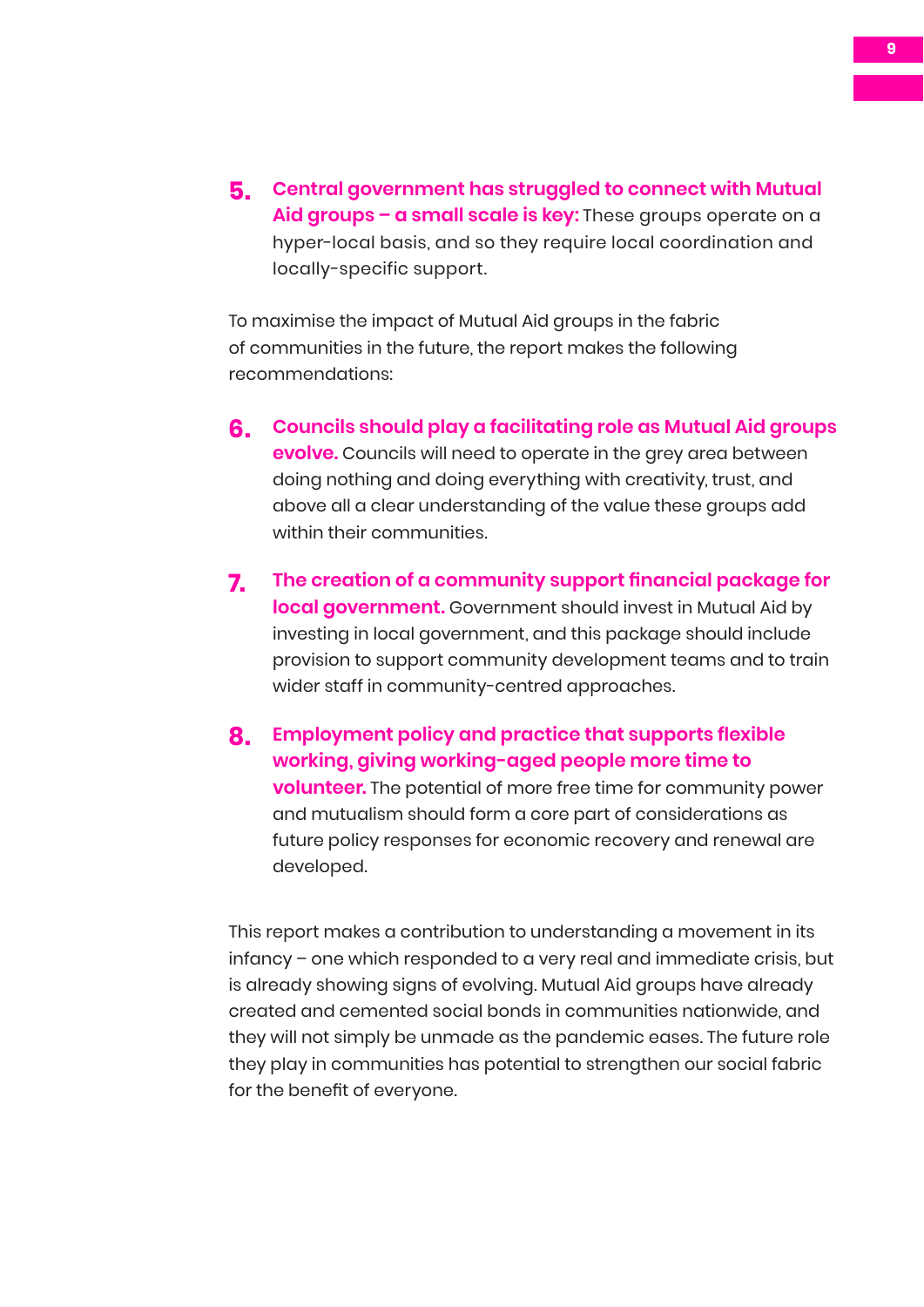5. **Central government has struggled to connect with Mutual Aid groups – a small scale is key:** These groups operate on a hyper-local basis, and so they require local coordination and locally-specific support.

To maximise the impact of Mutual Aid groups in the fabric of communities in the future, the report makes the following recommendations:

6. **Councils should play a facilitating role as Mutual Aid groups evolve.** Councils will need to operate in the grey area between doing nothing and doing everything with creativity, trust, and above all a clear understanding of the value these groups add within their communities.

7. **The creation of a community support financial package for local government.** Government should invest in Mutual Aid by investing in local government, and this package should include provision to support community development teams and to train wider staff in community-centred approaches.

8. **Employment policy and practice that supports flexible working, giving working-aged people more time to volunteer.** The potential of more free time for community power and mutualism should form a core part of considerations as future policy responses for economic recovery and renewal are developed.

This report makes a contribution to understanding a movement in its infancy – one which responded to a very real and immediate crisis, but is already showing signs of evolving. Mutual Aid groups have already created and cemented social bonds in communities nationwide, and they will not simply be unmade as the pandemic eases. The future role they play in communities has potential to strengthen our social fabric for the benefit of everyone.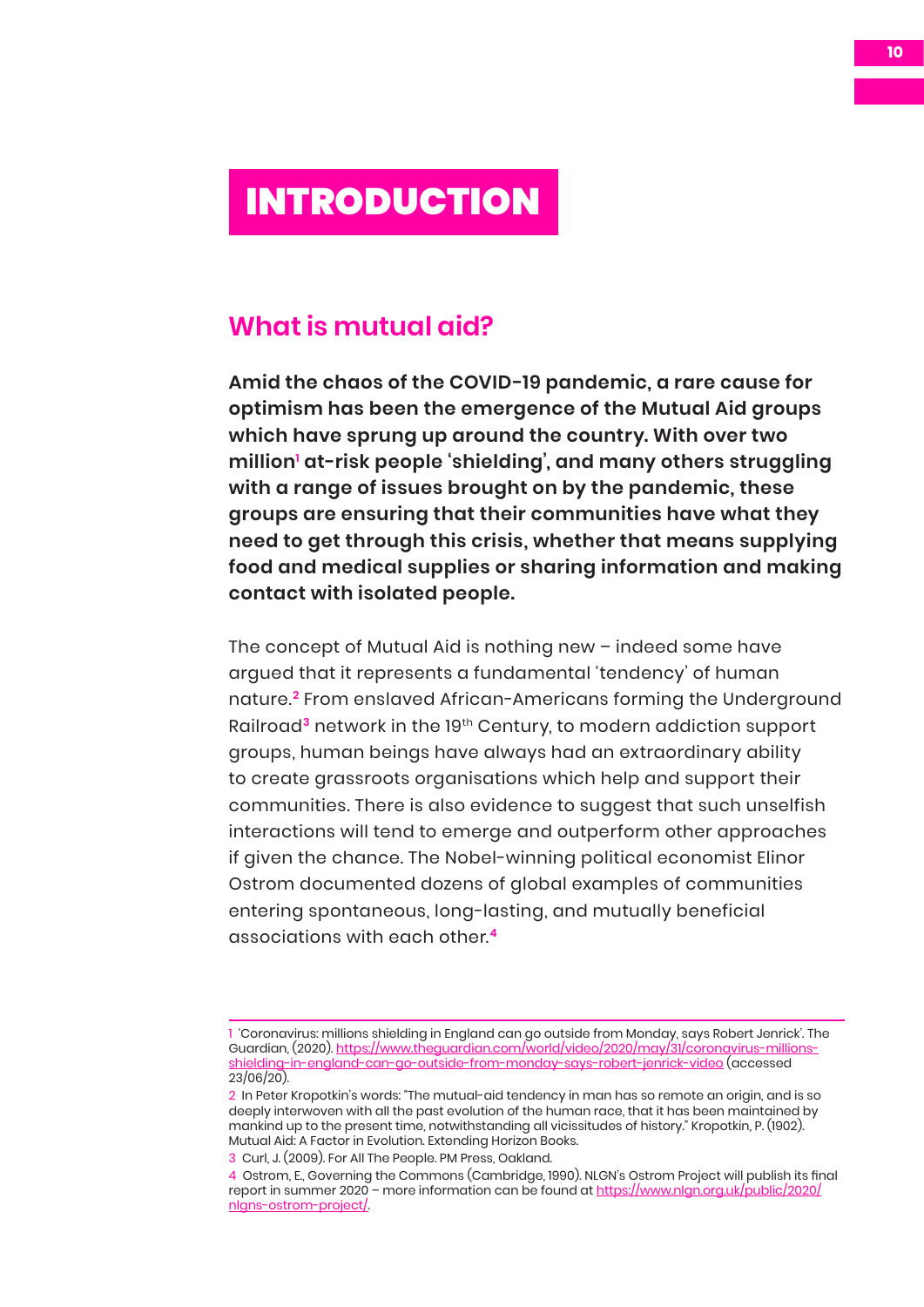# INTRODUCTION

## What is mutual aid?

**Amid the chaos of the COVID-19 pandemic, a rare cause for optimism has been the emergence of the Mutual Aid groups which have sprung up around the country. With over two million[1] at-risk people 'shielding', and many others struggling with a range of issues brought on by the pandemic, these groups are ensuring that their communities have what they need to get through this crisis, whether that means supplying food and medical supplies or sharing information and making contact with isolated people.**

The concept of Mutual Aid is nothing new – indeed some have argued that it represents a fundamental 'tendency' of human nature.[2] From enslaved African-Americans forming the Underground Railroad[3] network in the 19th Century, to modern addiction support groups, human beings have always had an extraordinary ability to create grassroots organisations which help and support their communities. There is also evidence to suggest that such unselfish interactions will tend to emerge and outperform other approaches if given the chance. The Nobel-winning political economist Elinor Ostrom documented dozens of global examples of communities entering spontaneous, long-lasting, and mutually beneficial associations with each other.[4]

---

1 'Coronavirus: millions shielding in England can go outside from Monday, says Robert Jenrick'. The Guardian, (2020). https://www.theguardian.com/world/video/2020/may/31/coronavirus-millions-shielding-in-england-can-go-outside-from-monday-says-robert-jenrick-video (accessed 23/06/20).

2 In Peter Kropotkin's words: "The mutual-aid tendency in man has so remote an origin, and is so deeply interwoven with all the past evolution of the human race, that it has been maintained by mankind up to the present time, notwithstanding all vicissitudes of history." Kropotkin, P. (1902). Mutual Aid: A Factor in Evolution. Extending Horizon Books.

3 Curl, J. (2009). For All The People. PM Press, Oakland.

4 Ostrom, E., Governing the Commons (Cambridge, 1990). NLGN's Ostrom Project will publish its final report in summer 2020 – more information can be found at https://www.nlgn.org.uk/public/2020/nlgns-ostrom-project/.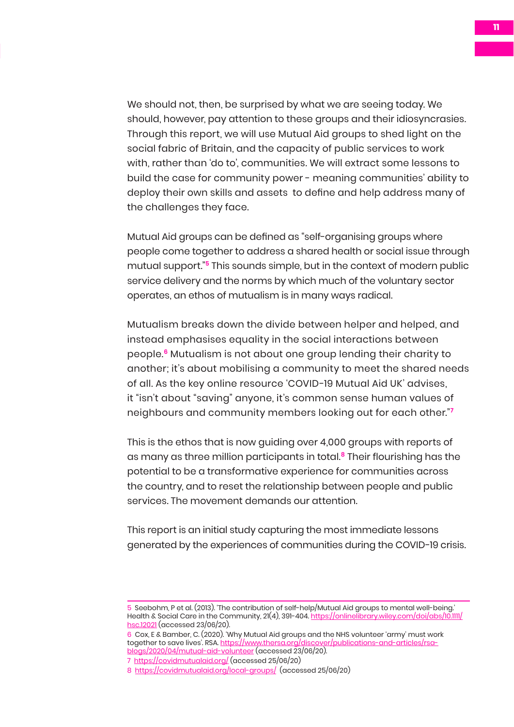We should not, then, be surprised by what we are seeing today. We should, however, pay attention to these groups and their idiosyncrasies. Through this report, we will use Mutual Aid groups to shed light on the social fabric of Britain, and the capacity of public services to work with, rather than 'do to', communities. We will extract some lessons to build the case for community power - meaning communities' ability to deploy their own skills and assets to define and help address many of the challenges they face.

Mutual Aid groups can be defined as "self-organising groups where people come together to address a shared health or social issue through mutual support."[5] This sounds simple, but in the context of modern public service delivery and the norms by which much of the voluntary sector operates, an ethos of mutualism is in many ways radical.

Mutualism breaks down the divide between helper and helped, and instead emphasises equality in the social interactions between people.[6] Mutualism is not about one group lending their charity to another; it's about mobilising a community to meet the shared needs of all. As the key online resource 'COVID-19 Mutual Aid UK' advises, it "isn't about "saving" anyone, it's common sense human values of neighbours and community members looking out for each other."[7]

This is the ethos that is now guiding over 4,000 groups with reports of as many as three million participants in total.[8] Their flourishing has the potential to be a transformative experience for communities across the country, and to reset the relationship between people and public services. The movement demands our attention.

This report is an initial study capturing the most immediate lessons generated by the experiences of communities during the COVID-19 crisis.

---

5 Seebohm, P et al. (2013). 'The contribution of self-help/Mutual Aid groups to mental well-being.' Health & Social Care in the Community, 21(4), 391-404. https://onlinelibrary.wiley.com/doi/abs/10.1111/hsc.12021 (accessed 23/06/20).

6 Cox, E & Bamber, C. (2020). 'Why Mutual Aid groups and the NHS volunteer 'army' must work together to save lives'. RSA. https://www.thersa.org/discover/publications-and-articles/rsa-blogs/2020/04/mutual-aid-volunteer (accessed 23/06/20).

7 https://covidmutualaid.org/ (accessed 25/06/20)

8 https://covidmutualaid.org/local-groups/ (accessed 25/06/20)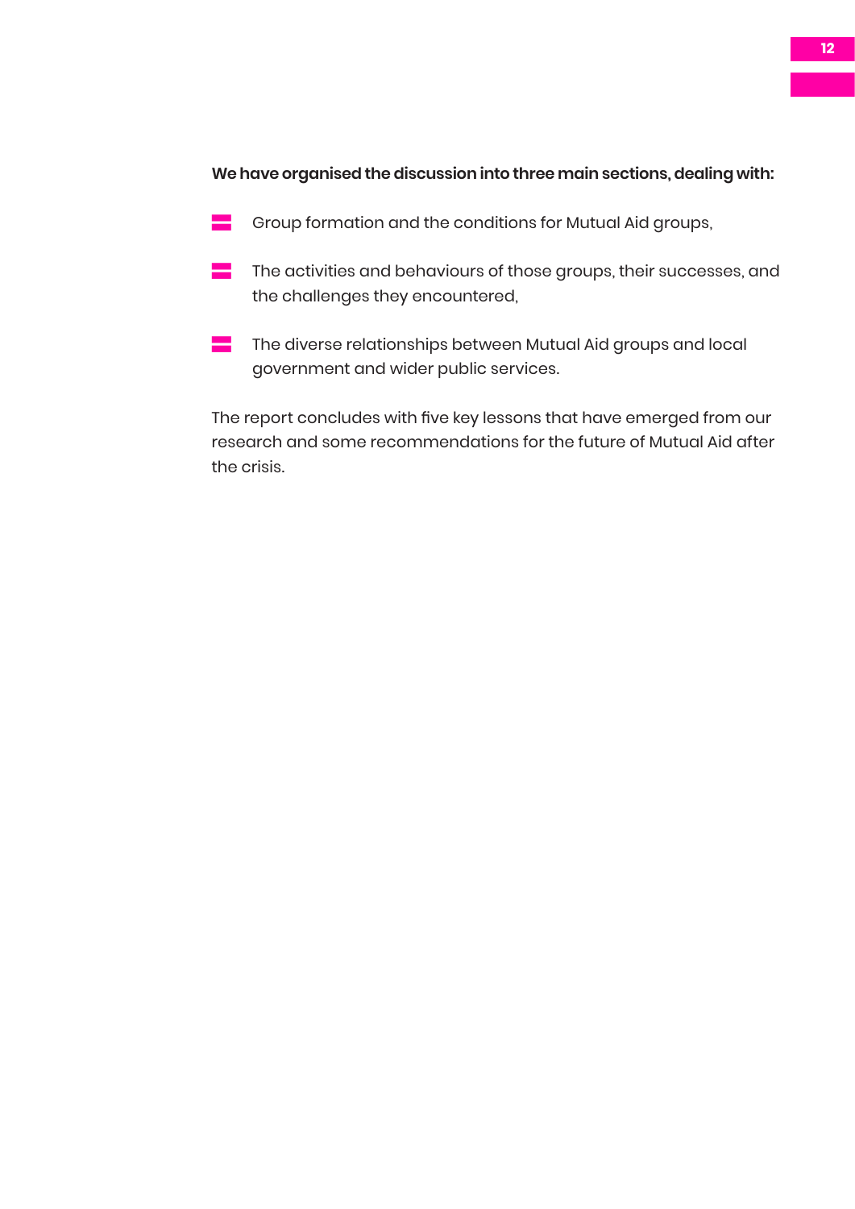**We have organised the discussion into three main sections, dealing with:**

- Group formation and the conditions for Mutual Aid groups,
- The activities and behaviours of those groups, their successes, and the challenges they encountered,
- The diverse relationships between Mutual Aid groups and local government and wider public services.

The report concludes with five key lessons that have emerged from our research and some recommendations for the future of Mutual Aid after the crisis.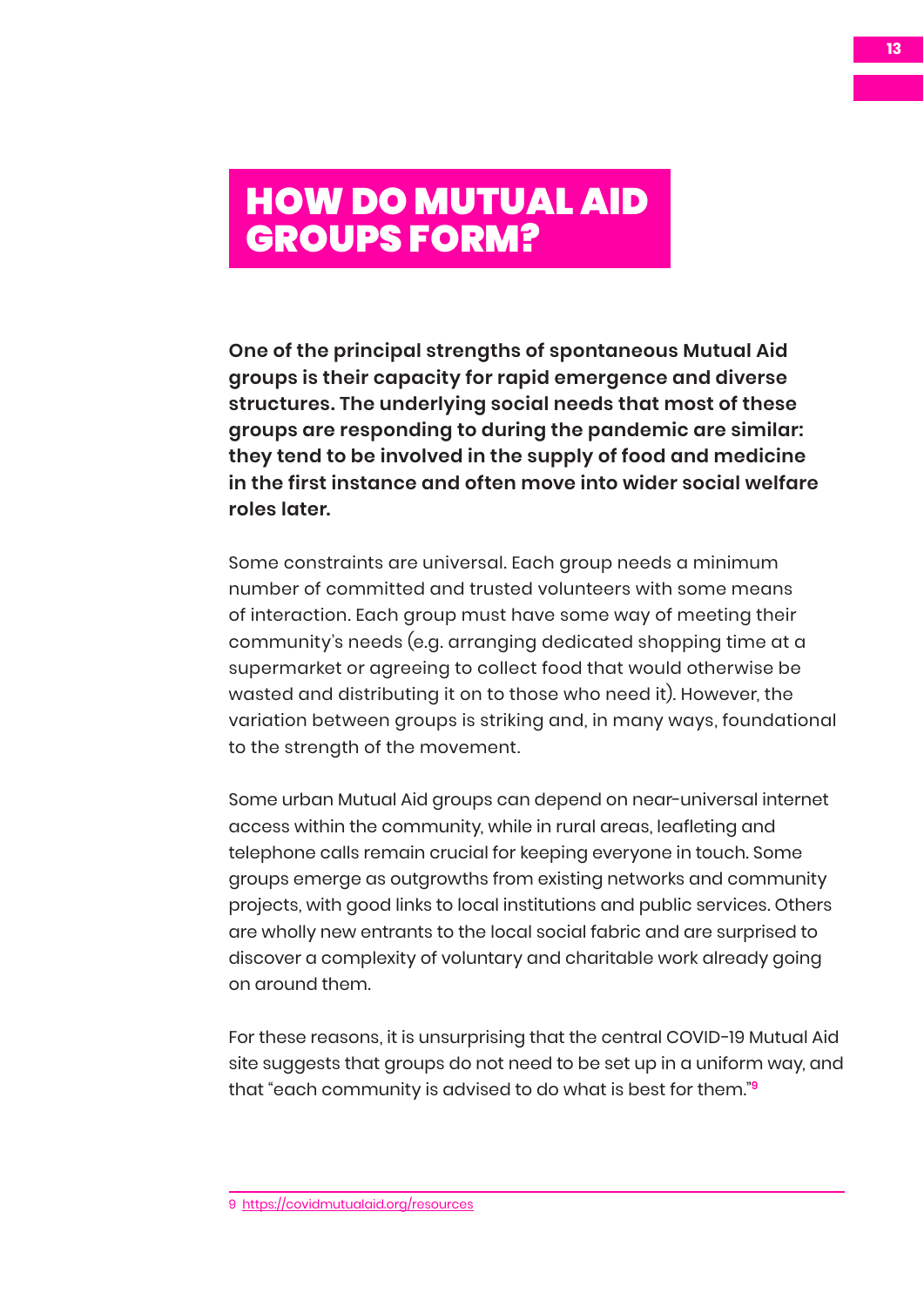# HOW DO MUTUAL AID GROUPS FORM?

**One of the principal strengths of spontaneous Mutual Aid groups is their capacity for rapid emergence and diverse structures. The underlying social needs that most of these groups are responding to during the pandemic are similar: they tend to be involved in the supply of food and medicine in the first instance and often move into wider social welfare roles later.**

Some constraints are universal. Each group needs a minimum number of committed and trusted volunteers with some means of interaction. Each group must have some way of meeting their community's needs (e.g. arranging dedicated shopping time at a supermarket or agreeing to collect food that would otherwise be wasted and distributing it on to those who need it). However, the variation between groups is striking and, in many ways, foundational to the strength of the movement.

Some urban Mutual Aid groups can depend on near-universal internet access within the community, while in rural areas, leafleting and telephone calls remain crucial for keeping everyone in touch. Some groups emerge as outgrowths from existing networks and community projects, with good links to local institutions and public services. Others are wholly new entrants to the local social fabric and are surprised to discover a complexity of voluntary and charitable work already going on around them.

For these reasons, it is unsurprising that the central COVID-19 Mutual Aid site suggests that groups do not need to be set up in a uniform way, and that "each community is advised to do what is best for them."[9]

---

9 https://covidmutualaid.org/resources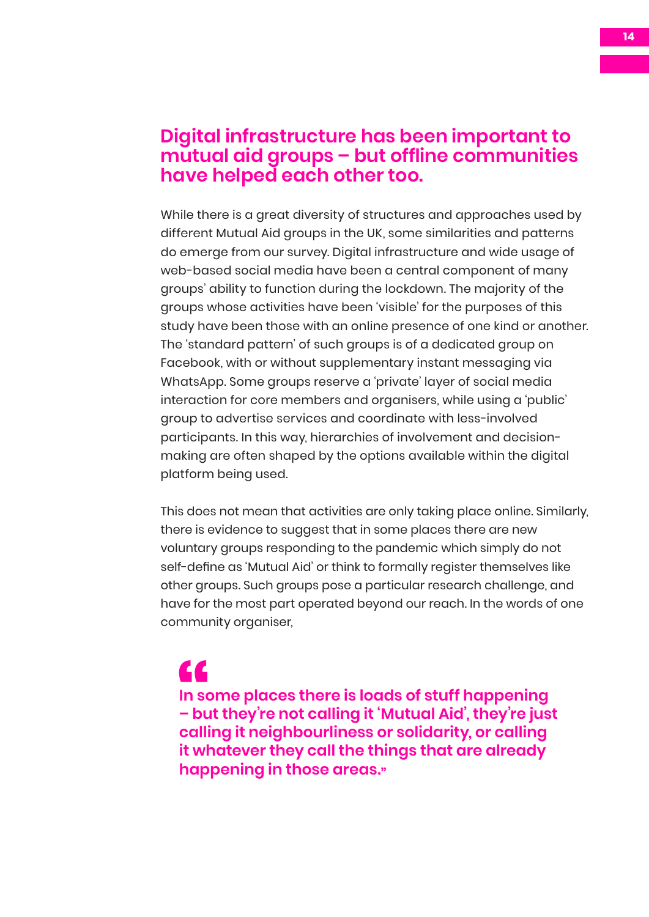## Digital infrastructure has been important to mutual aid groups – but offline communities have helped each other too.

While there is a great diversity of structures and approaches used by different Mutual Aid groups in the UK, some similarities and patterns do emerge from our survey. Digital infrastructure and wide usage of web-based social media have been a central component of many groups' ability to function during the lockdown. The majority of the groups whose activities have been 'visible' for the purposes of this study have been those with an online presence of one kind or another. The 'standard pattern' of such groups is of a dedicated group on Facebook, with or without supplementary instant messaging via WhatsApp. Some groups reserve a 'private' layer of social media interaction for core members and organisers, while using a 'public' group to advertise services and coordinate with less-involved participants. In this way, hierarchies of involvement and decision-making are often shaped by the options available within the digital platform being used.

This does not mean that activities are only taking place online. Similarly, there is evidence to suggest that in some places there are new voluntary groups responding to the pandemic which simply do not self-define as 'Mutual Aid' or think to formally register themselves like other groups. Such groups pose a particular research challenge, and have for the most part operated beyond our reach. In the words of one community organiser,

> **"In some places there is loads of stuff happening – but they're not calling it 'Mutual Aid', they're just calling it neighbourliness or solidarity, or calling it whatever they call the things that are already happening in those areas."**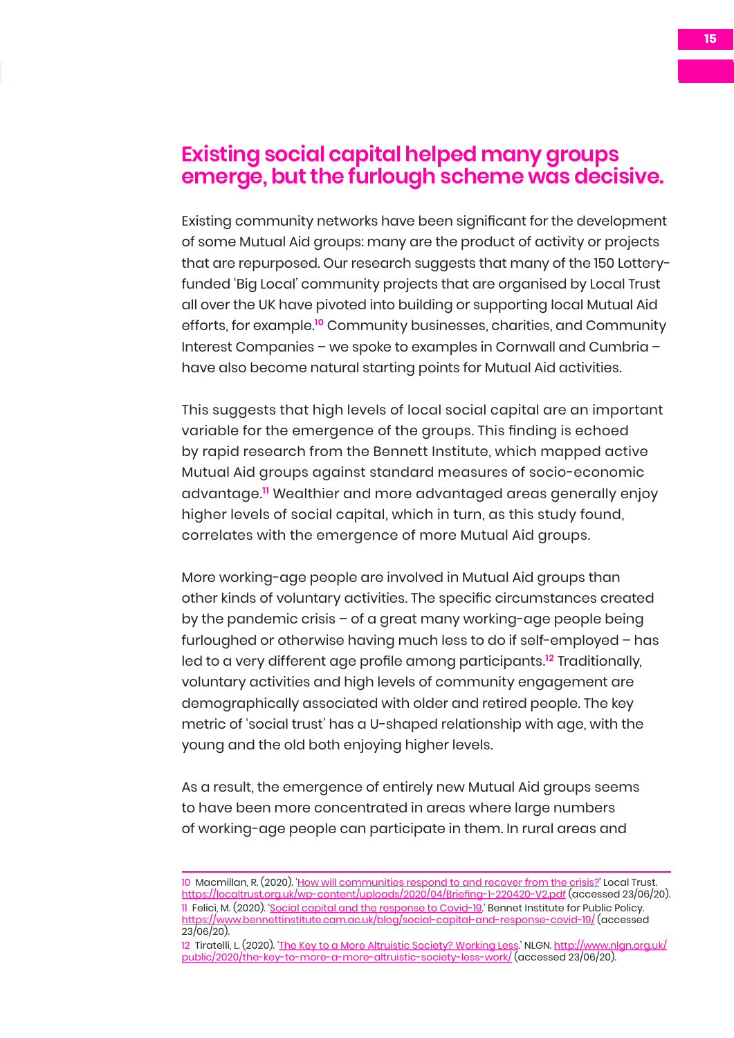## Existing social capital helped many groups emerge, but the furlough scheme was decisive.

Existing community networks have been significant for the development of some Mutual Aid groups: many are the product of activity or projects that are repurposed. Our research suggests that many of the 150 Lottery-funded 'Big Local' community projects that are organised by Local Trust all over the UK have pivoted into building or supporting local Mutual Aid efforts, for example.[10] Community businesses, charities, and Community Interest Companies – we spoke to examples in Cornwall and Cumbria – have also become natural starting points for Mutual Aid activities.

This suggests that high levels of local social capital are an important variable for the emergence of the groups. This finding is echoed by rapid research from the Bennett Institute, which mapped active Mutual Aid groups against standard measures of socio-economic advantage.[11] Wealthier and more advantaged areas generally enjoy higher levels of social capital, which in turn, as this study found, correlates with the emergence of more Mutual Aid groups.

More working-age people are involved in Mutual Aid groups than other kinds of voluntary activities. The specific circumstances created by the pandemic crisis – of a great many working-age people being furloughed or otherwise having much less to do if self-employed – has led to a very different age profile among participants.[12] Traditionally, voluntary activities and high levels of community engagement are demographically associated with older and retired people. The key metric of 'social trust' has a U-shaped relationship with age, with the young and the old both enjoying higher levels.

As a result, the emergence of entirely new Mutual Aid groups seems to have been more concentrated in areas where large numbers of working-age people can participate in them. In rural areas and

---

10 Macmillan, R. (2020). '[How will communities respond to and recover from the crisis?](https://localtrust.org.uk/wp-content/uploads/2020/04/Briefing-1-220420-V2.pdf)' Local Trust. https://localtrust.org.uk/wp-content/uploads/2020/04/Briefing-1-220420-V2.pdf (accessed 23/06/20).

11 Felici, M. (2020). '[Social capital and the response to Covid-19](https://www.bennettinstitute.cam.ac.uk/blog/social-capital-and-response-covid-19/).' Bennet Institute for Public Policy. https://www.bennettinstitute.cam.ac.uk/blog/social-capital-and-response-covid-19/ (accessed 23/06/20).

12 Tiratelli, L. (2020). '[The Key to a More Altruistic Society? Working Less](http://www.nlgn.org.uk/public/2020/the-key-to-more-a-more-altruistic-society-less-work/).' NLGN. http://www.nlgn.org.uk/public/2020/the-key-to-more-a-more-altruistic-society-less-work/ (accessed 23/06/20).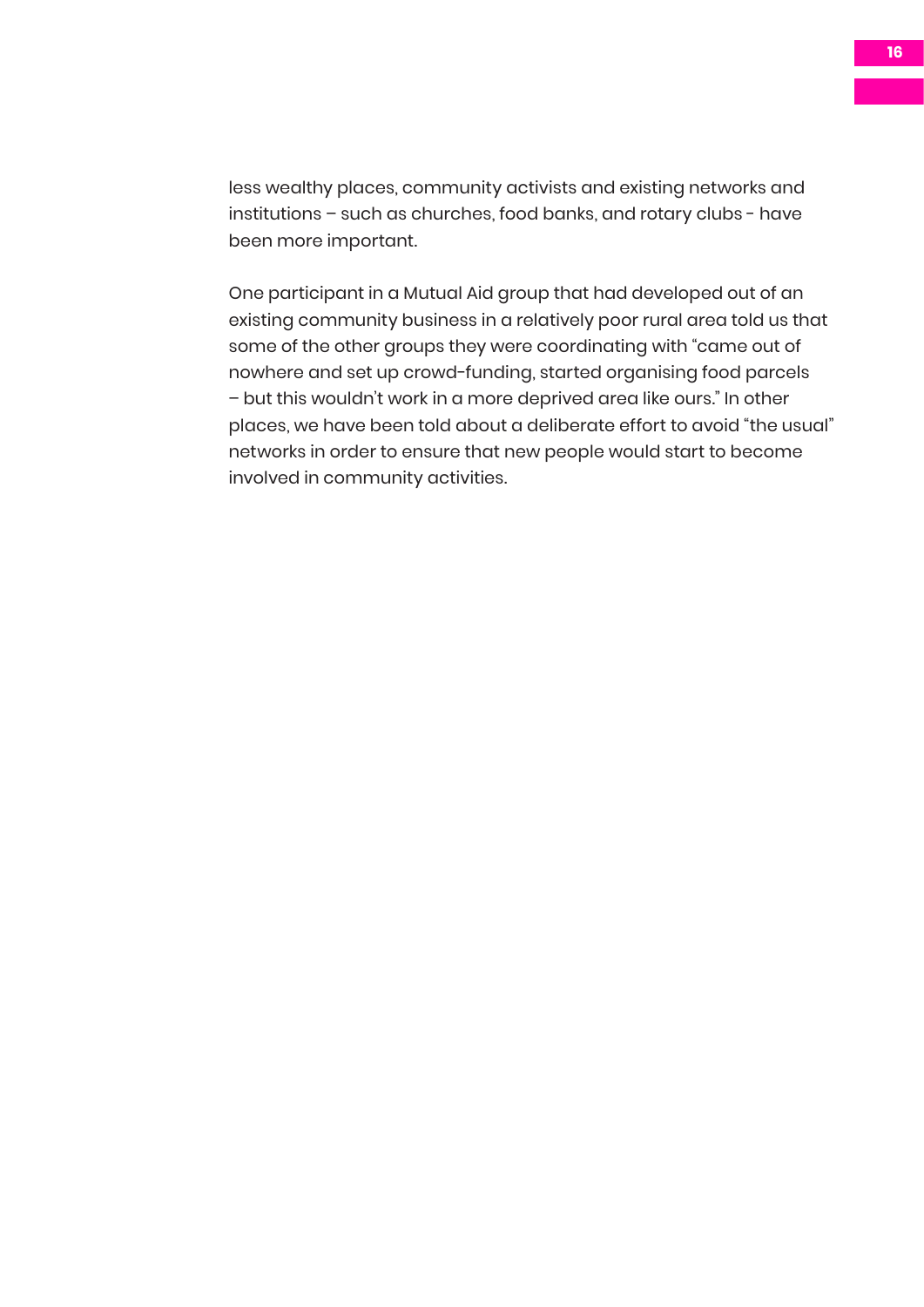less wealthy places, community activists and existing networks and institutions – such as churches, food banks, and rotary clubs - have been more important.

One participant in a Mutual Aid group that had developed out of an existing community business in a relatively poor rural area told us that some of the other groups they were coordinating with "came out of nowhere and set up crowd-funding, started organising food parcels – but this wouldn't work in a more deprived area like ours." In other places, we have been told about a deliberate effort to avoid "the usual" networks in order to ensure that new people would start to become involved in community activities.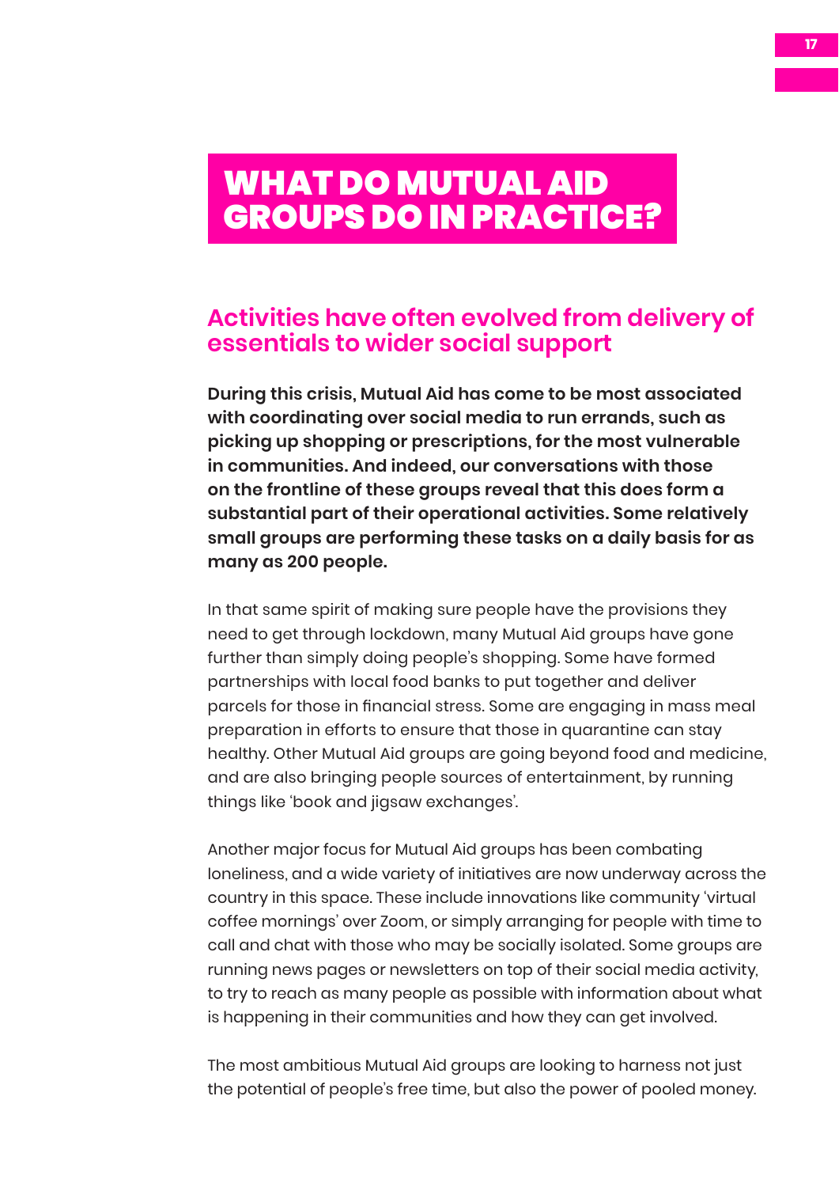# WHAT DO MUTUAL AID GROUPS DO IN PRACTICE?

## Activities have often evolved from delivery of essentials to wider social support

**During this crisis, Mutual Aid has come to be most associated with coordinating over social media to run errands, such as picking up shopping or prescriptions, for the most vulnerable in communities. And indeed, our conversations with those on the frontline of these groups reveal that this does form a substantial part of their operational activities. Some relatively small groups are performing these tasks on a daily basis for as many as 200 people.**

In that same spirit of making sure people have the provisions they need to get through lockdown, many Mutual Aid groups have gone further than simply doing people's shopping. Some have formed partnerships with local food banks to put together and deliver parcels for those in financial stress. Some are engaging in mass meal preparation in efforts to ensure that those in quarantine can stay healthy. Other Mutual Aid groups are going beyond food and medicine, and are also bringing people sources of entertainment, by running things like 'book and jigsaw exchanges'.

Another major focus for Mutual Aid groups has been combating loneliness, and a wide variety of initiatives are now underway across the country in this space. These include innovations like community 'virtual coffee mornings' over Zoom, or simply arranging for people with time to call and chat with those who may be socially isolated. Some groups are running news pages or newsletters on top of their social media activity, to try to reach as many people as possible with information about what is happening in their communities and how they can get involved.

The most ambitious Mutual Aid groups are looking to harness not just the potential of people's free time, but also the power of pooled money.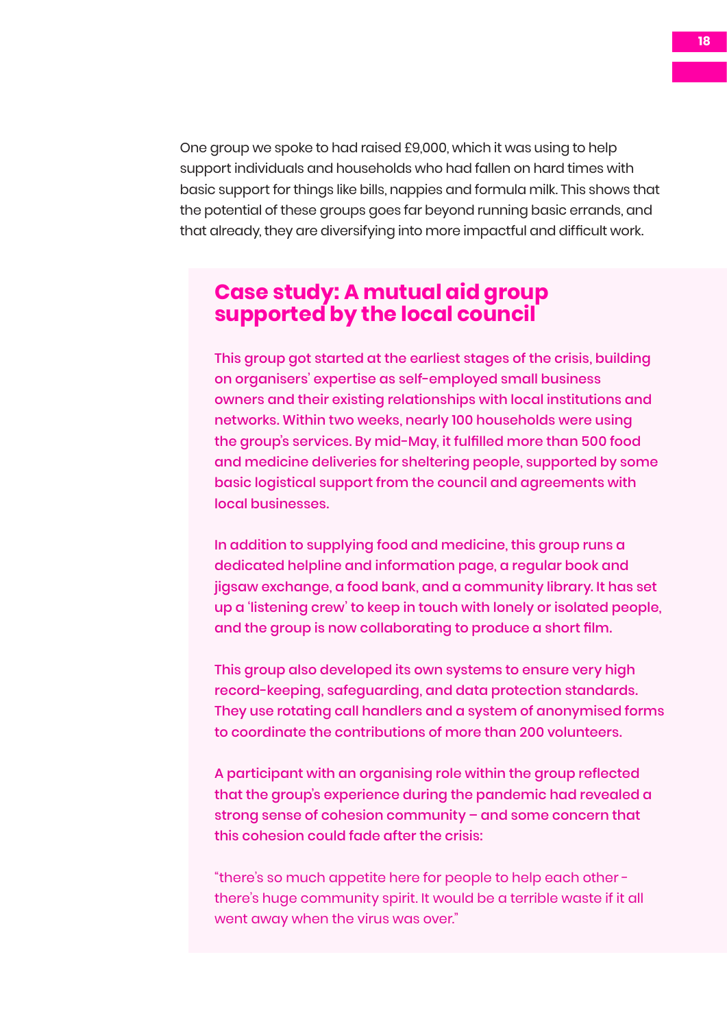One group we spoke to had raised £9,000, which it was using to help support individuals and households who had fallen on hard times with basic support for things like bills, nappies and formula milk. This shows that the potential of these groups goes far beyond running basic errands, and that already, they are diversifying into more impactful and difficult work.

## Case study: A mutual aid group supported by the local council

This group got started at the earliest stages of the crisis, building on organisers' expertise as self-employed small business owners and their existing relationships with local institutions and networks. Within two weeks, nearly 100 households were using the group's services. By mid-May, it fulfilled more than 500 food and medicine deliveries for sheltering people, supported by some basic logistical support from the council and agreements with local businesses.

In addition to supplying food and medicine, this group runs a dedicated helpline and information page, a regular book and jigsaw exchange, a food bank, and a community library. It has set up a 'listening crew' to keep in touch with lonely or isolated people, and the group is now collaborating to produce a short film.

This group also developed its own systems to ensure very high record-keeping, safeguarding, and data protection standards. They use rotating call handlers and a system of anonymised forms to coordinate the contributions of more than 200 volunteers.

A participant with an organising role within the group reflected that the group's experience during the pandemic had revealed a strong sense of cohesion community – and some concern that this cohesion could fade after the crisis:

"there's so much appetite here for people to help each other - there's huge community spirit. It would be a terrible waste if it all went away when the virus was over."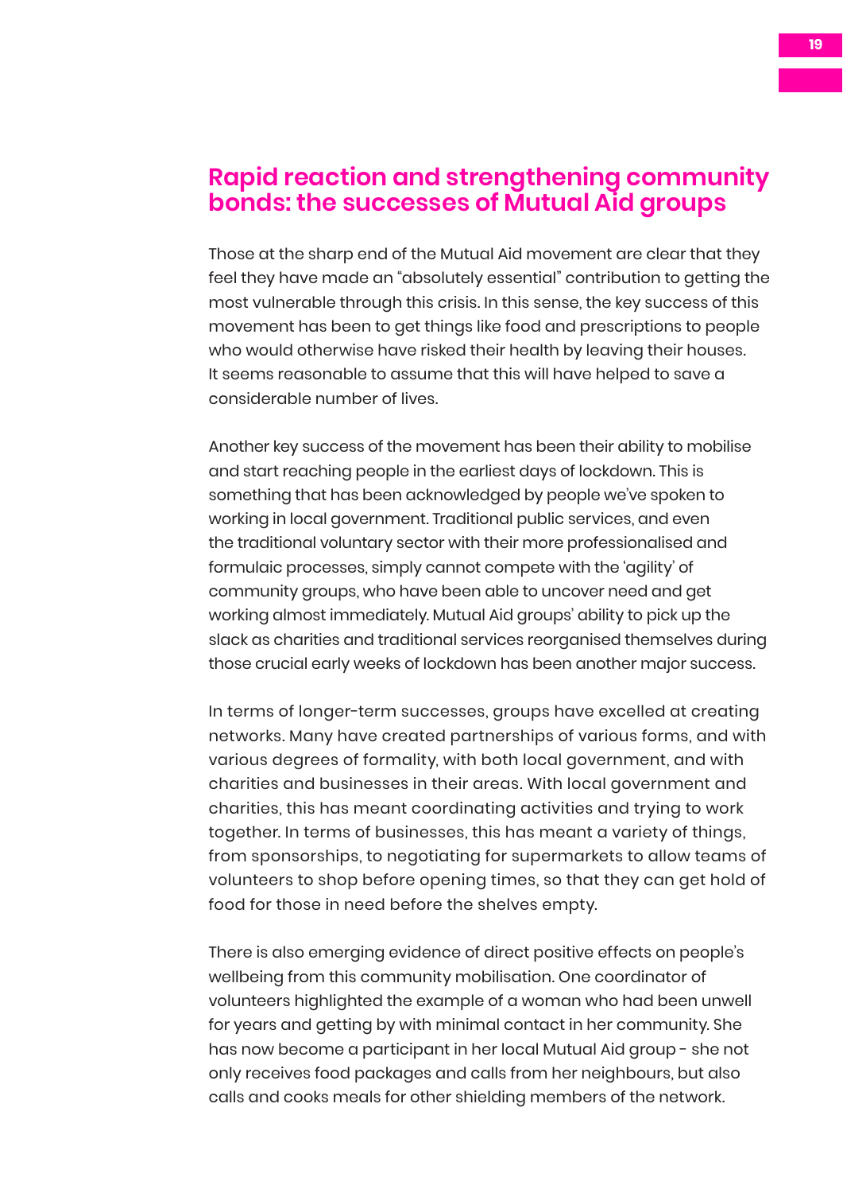## Rapid reaction and strengthening community bonds: the successes of Mutual Aid groups

Those at the sharp end of the Mutual Aid movement are clear that they feel they have made an "absolutely essential" contribution to getting the most vulnerable through this crisis. In this sense, the key success of this movement has been to get things like food and prescriptions to people who would otherwise have risked their health by leaving their houses. It seems reasonable to assume that this will have helped to save a considerable number of lives.

Another key success of the movement has been their ability to mobilise and start reaching people in the earliest days of lockdown. This is something that has been acknowledged by people we've spoken to working in local government. Traditional public services, and even the traditional voluntary sector with their more professionalised and formulaic processes, simply cannot compete with the 'agility' of community groups, who have been able to uncover need and get working almost immediately. Mutual Aid groups' ability to pick up the slack as charities and traditional services reorganised themselves during those crucial early weeks of lockdown has been another major success.

In terms of longer-term successes, groups have excelled at creating networks. Many have created partnerships of various forms, and with various degrees of formality, with both local government, and with charities and businesses in their areas. With local government and charities, this has meant coordinating activities and trying to work together. In terms of businesses, this has meant a variety of things, from sponsorships, to negotiating for supermarkets to allow teams of volunteers to shop before opening times, so that they can get hold of food for those in need before the shelves empty.

There is also emerging evidence of direct positive effects on people's wellbeing from this community mobilisation. One coordinator of volunteers highlighted the example of a woman who had been unwell for years and getting by with minimal contact in her community. She has now become a participant in her local Mutual Aid group - she not only receives food packages and calls from her neighbours, but also calls and cooks meals for other shielding members of the network.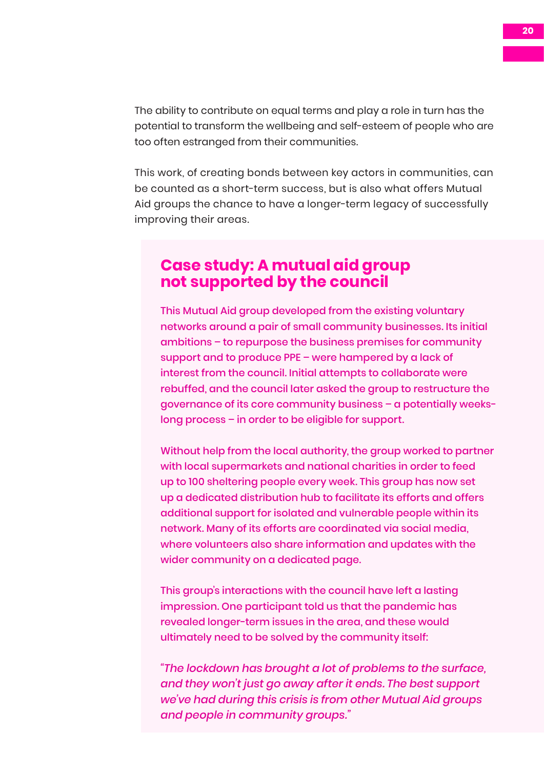The ability to contribute on equal terms and play a role in turn has the potential to transform the wellbeing and self-esteem of people who are too often estranged from their communities.

This work, of creating bonds between key actors in communities, can be counted as a short-term success, but is also what offers Mutual Aid groups the chance to have a longer-term legacy of successfully improving their areas.

## Case study: A mutual aid group not supported by the council

This Mutual Aid group developed from the existing voluntary networks around a pair of small community businesses. Its initial ambitions – to repurpose the business premises for community support and to produce PPE – were hampered by a lack of interest from the council. Initial attempts to collaborate were rebuffed, and the council later asked the group to restructure the governance of its core community business – a potentially weeks-long process – in order to be eligible for support.

Without help from the local authority, the group worked to partner with local supermarkets and national charities in order to feed up to 100 sheltering people every week. This group has now set up a dedicated distribution hub to facilitate its efforts and offers additional support for isolated and vulnerable people within its network. Many of its efforts are coordinated via social media, where volunteers also share information and updates with the wider community on a dedicated page.

This group's interactions with the council have left a lasting impression. One participant told us that the pandemic has revealed longer-term issues in the area, and these would ultimately need to be solved by the community itself:

*"The lockdown has brought a lot of problems to the surface, and they won't just go away after it ends. The best support we've had during this crisis is from other Mutual Aid groups and people in community groups."*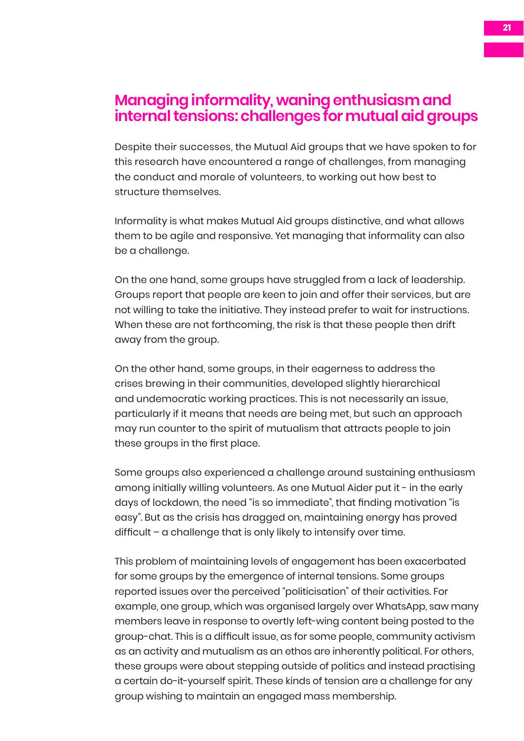## Managing informality, waning enthusiasm and internal tensions: challenges for mutual aid groups

Despite their successes, the Mutual Aid groups that we have spoken to for this research have encountered a range of challenges, from managing the conduct and morale of volunteers, to working out how best to structure themselves.

Informality is what makes Mutual Aid groups distinctive, and what allows them to be agile and responsive. Yet managing that informality can also be a challenge.

On the one hand, some groups have struggled from a lack of leadership. Groups report that people are keen to join and offer their services, but are not willing to take the initiative. They instead prefer to wait for instructions. When these are not forthcoming, the risk is that these people then drift away from the group.

On the other hand, some groups, in their eagerness to address the crises brewing in their communities, developed slightly hierarchical and undemocratic working practices. This is not necessarily an issue, particularly if it means that needs are being met, but such an approach may run counter to the spirit of mutualism that attracts people to join these groups in the first place.

Some groups also experienced a challenge around sustaining enthusiasm among initially willing volunteers. As one Mutual Aider put it - in the early days of lockdown, the need "is so immediate", that finding motivation "is easy". But as the crisis has dragged on, maintaining energy has proved difficult – a challenge that is only likely to intensify over time.

This problem of maintaining levels of engagement has been exacerbated for some groups by the emergence of internal tensions. Some groups reported issues over the perceived "politicisation" of their activities. For example, one group, which was organised largely over WhatsApp, saw many members leave in response to overtly left-wing content being posted to the group-chat. This is a difficult issue, as for some people, community activism as an activity and mutualism as an ethos are inherently political. For others, these groups were about stepping outside of politics and instead practising a certain do-it-yourself spirit. These kinds of tension are a challenge for any group wishing to maintain an engaged mass membership.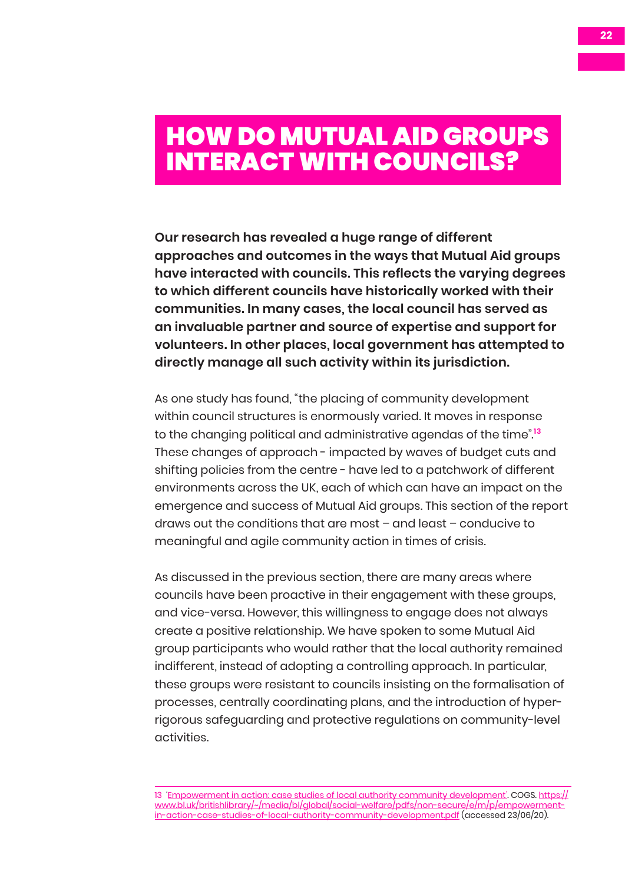# HOW DO MUTUAL AID GROUPS INTERACT WITH COUNCILS?

**Our research has revealed a huge range of different approaches and outcomes in the ways that Mutual Aid groups have interacted with councils. This reflects the varying degrees to which different councils have historically worked with their communities. In many cases, the local council has served as an invaluable partner and source of expertise and support for volunteers. In other places, local government has attempted to directly manage all such activity within its jurisdiction.**

As one study has found, "the placing of community development within council structures is enormously varied. It moves in response to the changing political and administrative agendas of the time".[13] These changes of approach - impacted by waves of budget cuts and shifting policies from the centre - have led to a patchwork of different environments across the UK, each of which can have an impact on the emergence and success of Mutual Aid groups. This section of the report draws out the conditions that are most – and least – conducive to meaningful and agile community action in times of crisis.

As discussed in the previous section, there are many areas where councils have been proactive in their engagement with these groups, and vice-versa. However, this willingness to engage does not always create a positive relationship. We have spoken to some Mutual Aid group participants who would rather that the local authority remained indifferent, instead of adopting a controlling approach. In particular, these groups were resistant to councils insisting on the formalisation of processes, centrally coordinating plans, and the introduction of hyper-rigorous safeguarding and protective regulations on community-level activities.

13 'Empowerment in action: case studies of local authority community development'. COGS. https://www.bl.uk/britishlibrary/~/media/bl/global/social-welfare/pdfs/non-secure/e/m/p/empowerment-in-action-case-studies-of-local-authority-community-development.pdf (accessed 23/06/20).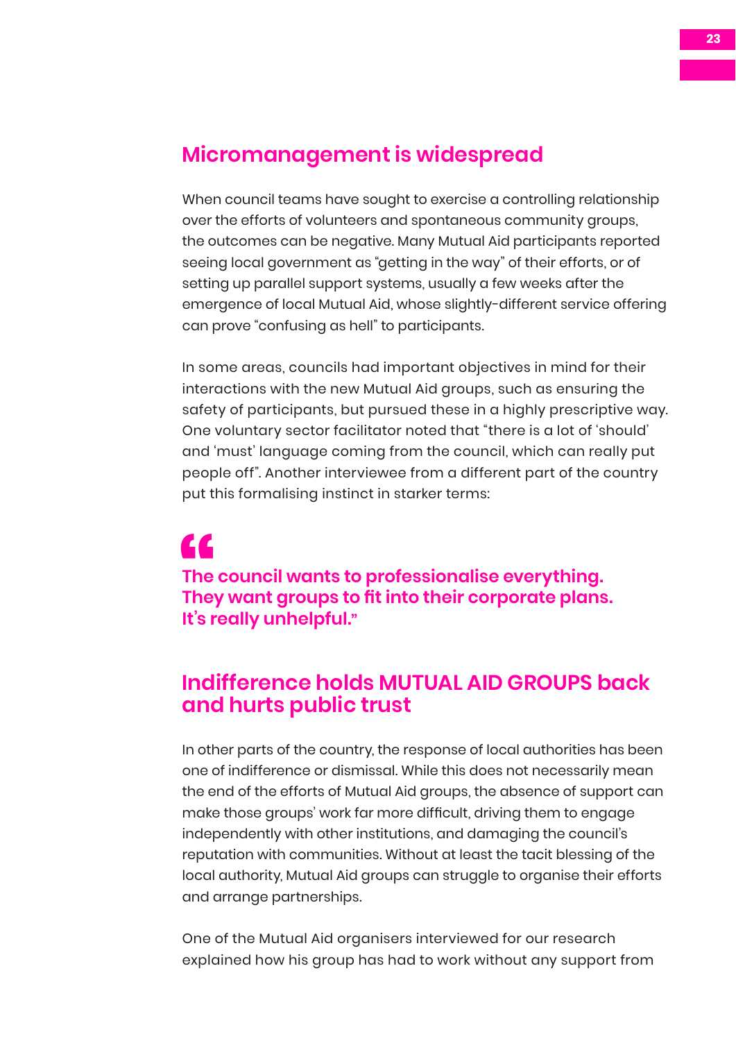## Micromanagement is widespread

When council teams have sought to exercise a controlling relationship over the efforts of volunteers and spontaneous community groups, the outcomes can be negative. Many Mutual Aid participants reported seeing local government as "getting in the way" of their efforts, or of setting up parallel support systems, usually a few weeks after the emergence of local Mutual Aid, whose slightly-different service offering can prove "confusing as hell" to participants.

In some areas, councils had important objectives in mind for their interactions with the new Mutual Aid groups, such as ensuring the safety of participants, but pursued these in a highly prescriptive way. One voluntary sector facilitator noted that "there is a lot of 'should' and 'must' language coming from the council, which can really put people off". Another interviewee from a different part of the country put this formalising instinct in starker terms:

> **"The council wants to professionalise everything. They want groups to fit into their corporate plans. It's really unhelpful."**

## Indifference holds MUTUAL AID GROUPS back and hurts public trust

In other parts of the country, the response of local authorities has been one of indifference or dismissal. While this does not necessarily mean the end of the efforts of Mutual Aid groups, the absence of support can make those groups' work far more difficult, driving them to engage independently with other institutions, and damaging the council's reputation with communities. Without at least the tacit blessing of the local authority, Mutual Aid groups can struggle to organise their efforts and arrange partnerships.

One of the Mutual Aid organisers interviewed for our research explained how his group has had to work without any support from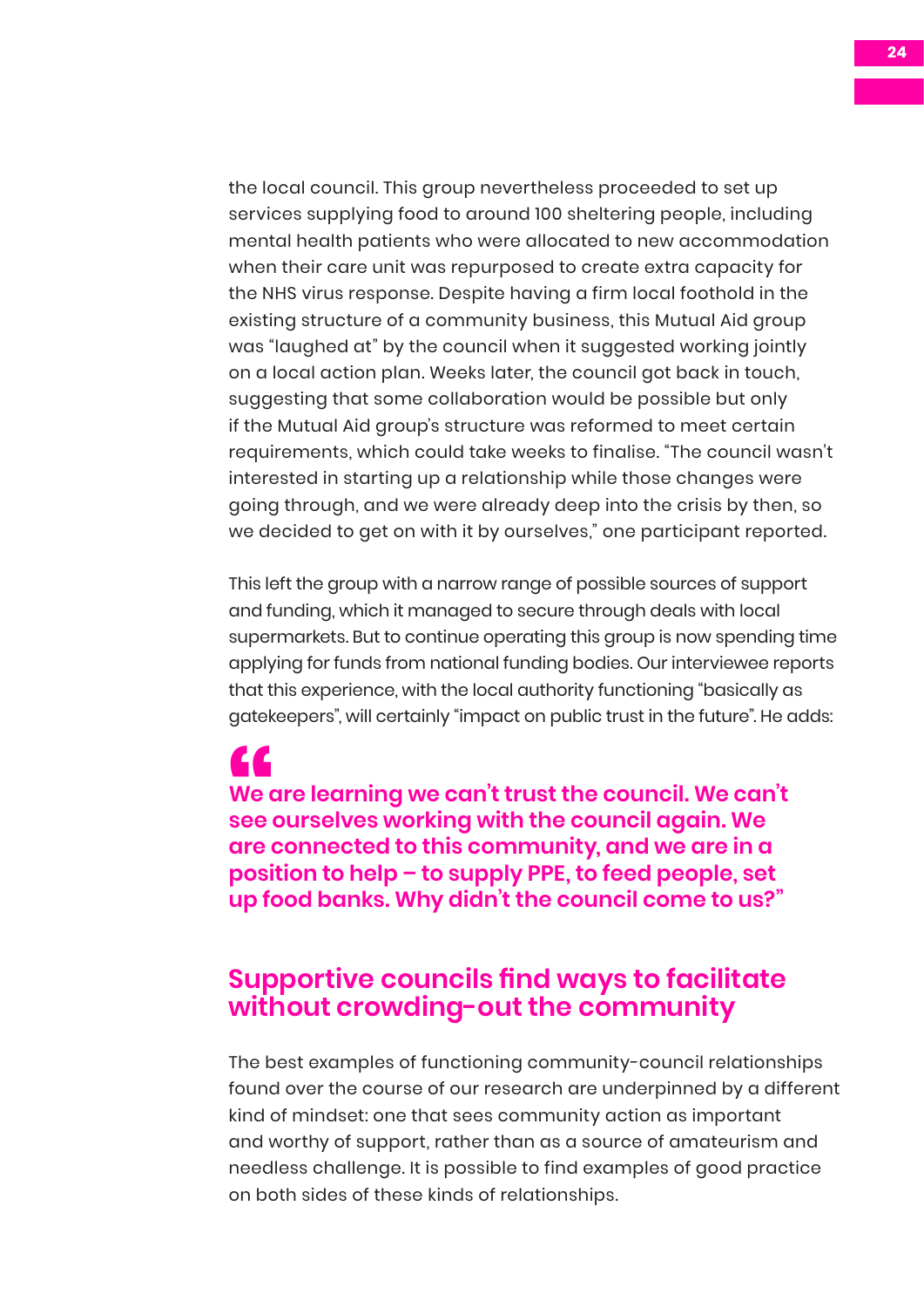the local council. This group nevertheless proceeded to set up services supplying food to around 100 sheltering people, including mental health patients who were allocated to new accommodation when their care unit was repurposed to create extra capacity for the NHS virus response. Despite having a firm local foothold in the existing structure of a community business, this Mutual Aid group was "laughed at" by the council when it suggested working jointly on a local action plan. Weeks later, the council got back in touch, suggesting that some collaboration would be possible but only if the Mutual Aid group's structure was reformed to meet certain requirements, which could take weeks to finalise. "The council wasn't interested in starting up a relationship while those changes were going through, and we were already deep into the crisis by then, so we decided to get on with it by ourselves," one participant reported.

This left the group with a narrow range of possible sources of support and funding, which it managed to secure through deals with local supermarkets. But to continue operating this group is now spending time applying for funds from national funding bodies. Our interviewee reports that this experience, with the local authority functioning "basically as gatekeepers", will certainly "impact on public trust in the future". He adds:

> **"We are learning we can't trust the council. We can't see ourselves working with the council again. We are connected to this community, and we are in a position to help – to supply PPE, to feed people, set up food banks. Why didn't the council come to us?"**

## Supportive councils find ways to facilitate without crowding-out the community

The best examples of functioning community-council relationships found over the course of our research are underpinned by a different kind of mindset: one that sees community action as important and worthy of support, rather than as a source of amateurism and needless challenge. It is possible to find examples of good practice on both sides of these kinds of relationships.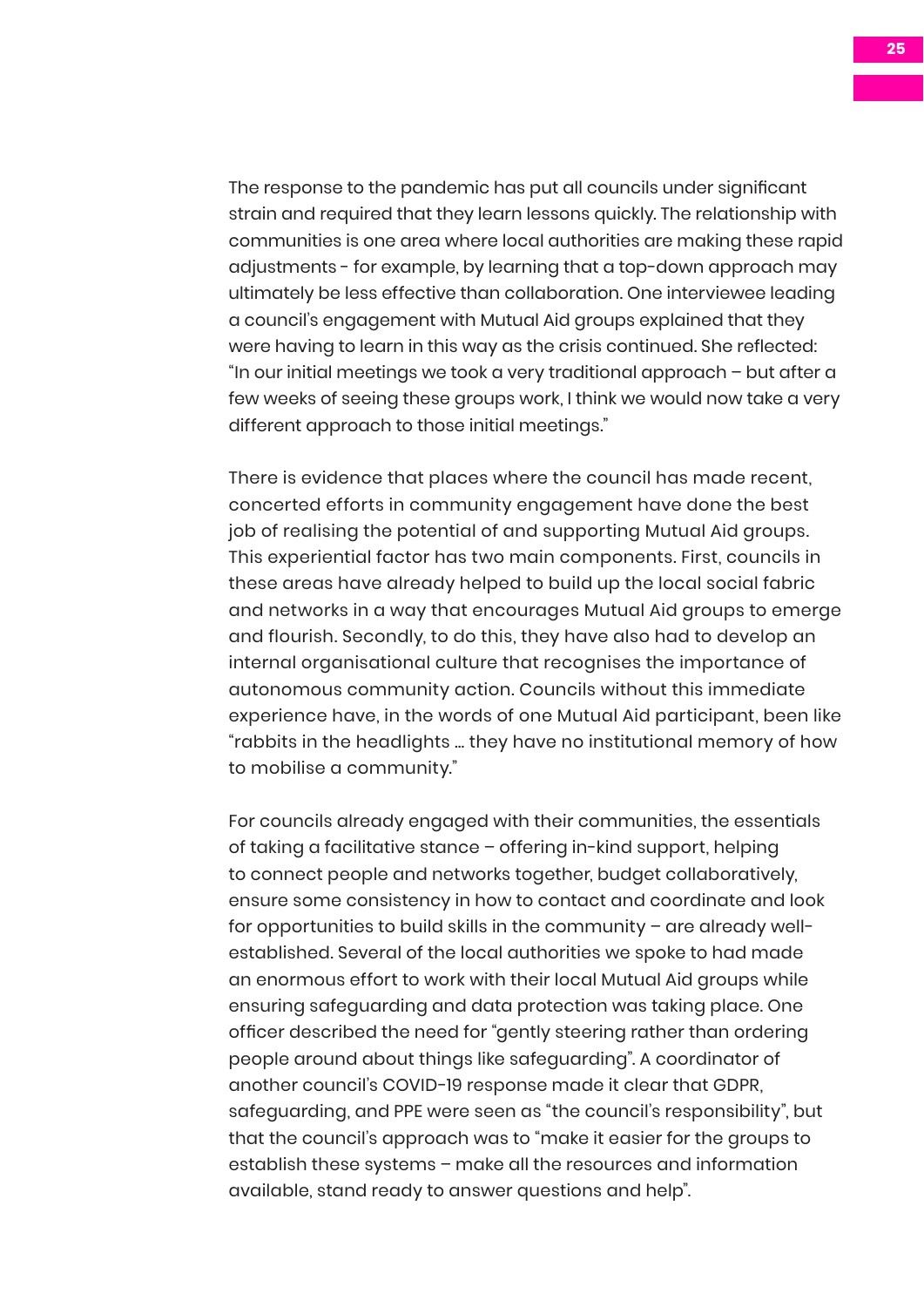The response to the pandemic has put all councils under significant strain and required that they learn lessons quickly. The relationship with communities is one area where local authorities are making these rapid adjustments - for example, by learning that a top-down approach may ultimately be less effective than collaboration. One interviewee leading a council's engagement with Mutual Aid groups explained that they were having to learn in this way as the crisis continued. She reflected: "In our initial meetings we took a very traditional approach – but after a few weeks of seeing these groups work, I think we would now take a very different approach to those initial meetings."

There is evidence that places where the council has made recent, concerted efforts in community engagement have done the best job of realising the potential of and supporting Mutual Aid groups. This experiential factor has two main components. First, councils in these areas have already helped to build up the local social fabric and networks in a way that encourages Mutual Aid groups to emerge and flourish. Secondly, to do this, they have also had to develop an internal organisational culture that recognises the importance of autonomous community action. Councils without this immediate experience have, in the words of one Mutual Aid participant, been like "rabbits in the headlights … they have no institutional memory of how to mobilise a community."

For councils already engaged with their communities, the essentials of taking a facilitative stance – offering in-kind support, helping to connect people and networks together, budget collaboratively, ensure some consistency in how to contact and coordinate and look for opportunities to build skills in the community – are already well-established. Several of the local authorities we spoke to had made an enormous effort to work with their local Mutual Aid groups while ensuring safeguarding and data protection was taking place. One officer described the need for "gently steering rather than ordering people around about things like safeguarding". A coordinator of another council's COVID-19 response made it clear that GDPR, safeguarding, and PPE were seen as "the council's responsibility", but that the council's approach was to "make it easier for the groups to establish these systems – make all the resources and information available, stand ready to answer questions and help".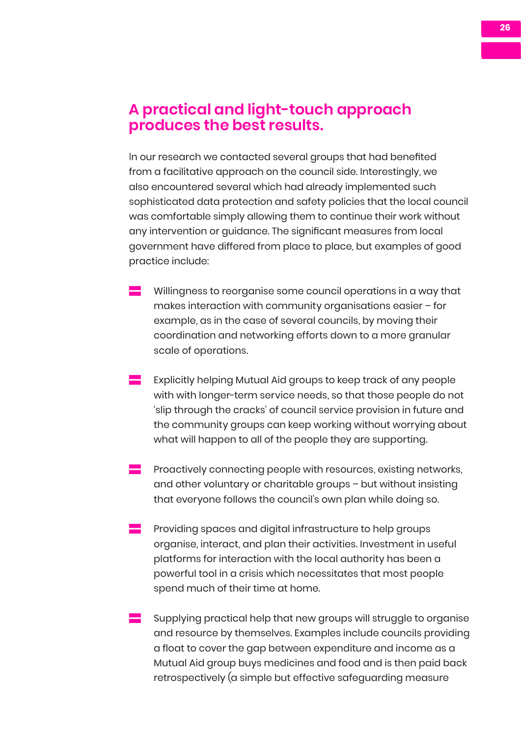## A practical and light-touch approach produces the best results.

In our research we contacted several groups that had benefited from a facilitative approach on the council side. Interestingly, we also encountered several which had already implemented such sophisticated data protection and safety policies that the local council was comfortable simply allowing them to continue their work without any intervention or guidance. The significant measures from local government have differed from place to place, but examples of good practice include:

- Willingness to reorganise some council operations in a way that makes interaction with community organisations easier – for example, as in the case of several councils, by moving their coordination and networking efforts down to a more granular scale of operations.

- Explicitly helping Mutual Aid groups to keep track of any people with with longer-term service needs, so that those people do not 'slip through the cracks' of council service provision in future and the community groups can keep working without worrying about what will happen to all of the people they are supporting.

- Proactively connecting people with resources, existing networks, and other voluntary or charitable groups – but without insisting that everyone follows the council's own plan while doing so.

- Providing spaces and digital infrastructure to help groups organise, interact, and plan their activities. Investment in useful platforms for interaction with the local authority has been a powerful tool in a crisis which necessitates that most people spend much of their time at home.

- Supplying practical help that new groups will struggle to organise and resource by themselves. Examples include councils providing a float to cover the gap between expenditure and income as a Mutual Aid group buys medicines and food and is then paid back retrospectively (a simple but effective safeguarding measure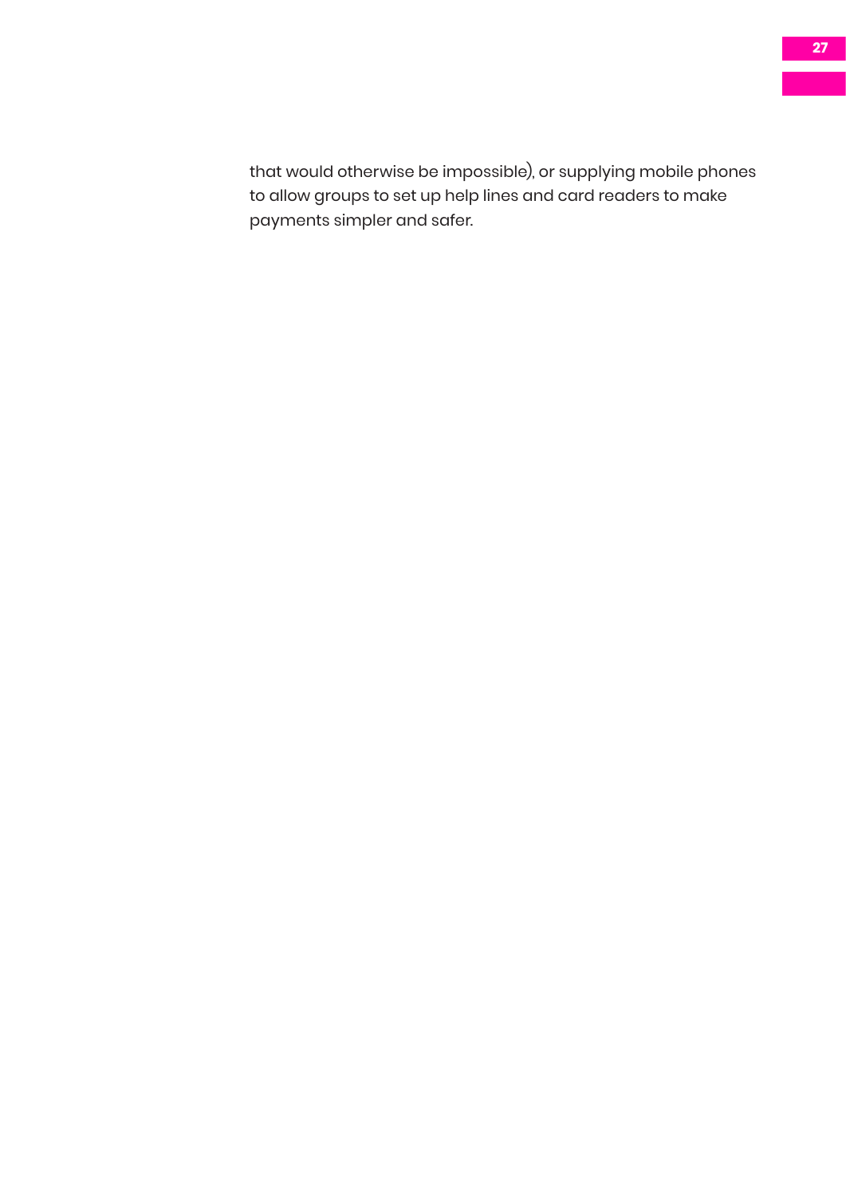that would otherwise be impossible), or supplying mobile phones to allow groups to set up help lines and card readers to make payments simpler and safer.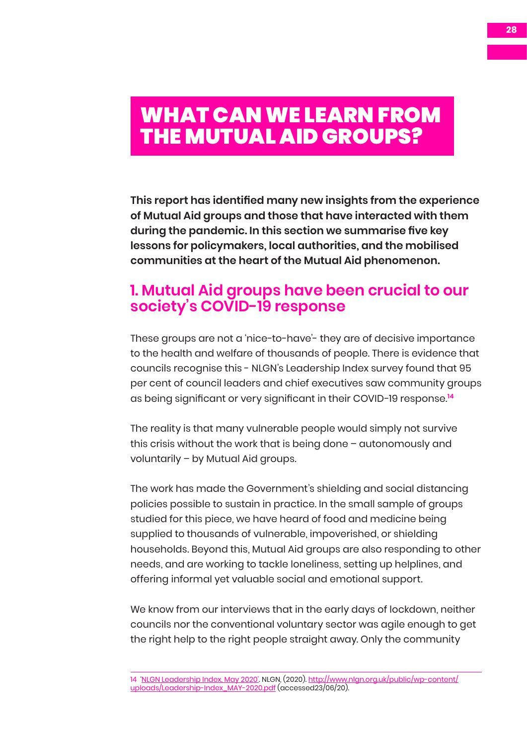# WHAT CAN WE LEARN FROM THE MUTUAL AID GROUPS?

**This report has identified many new insights from the experience of Mutual Aid groups and those that have interacted with them during the pandemic. In this section we summarise five key lessons for policymakers, local authorities, and the mobilised communities at the heart of the Mutual Aid phenomenon.**

## 1. Mutual Aid groups have been crucial to our society's COVID-19 response

These groups are not a 'nice-to-have'- they are of decisive importance to the health and welfare of thousands of people. There is evidence that councils recognise this - NLGN's Leadership Index survey found that 95 per cent of council leaders and chief executives saw community groups as being significant or very significant in their COVID-19 response.[14]

The reality is that many vulnerable people would simply not survive this crisis without the work that is being done – autonomously and voluntarily – by Mutual Aid groups.

The work has made the Government's shielding and social distancing policies possible to sustain in practice. In the small sample of groups studied for this piece, we have heard of food and medicine being supplied to thousands of vulnerable, impoverished, or shielding households. Beyond this, Mutual Aid groups are also responding to other needs, and are working to tackle loneliness, setting up helplines, and offering informal yet valuable social and emotional support.

We know from our interviews that in the early days of lockdown, neither councils nor the conventional voluntary sector was agile enough to get the right help to the right people straight away. Only the community

---

14 'NLGN Leadership Index, May 2020'. NLGN, (2020). http://www.nlgn.org.uk/public/wp-content/uploads/Leadership-Index_MAY-2020.pdf (accessed23/06/20).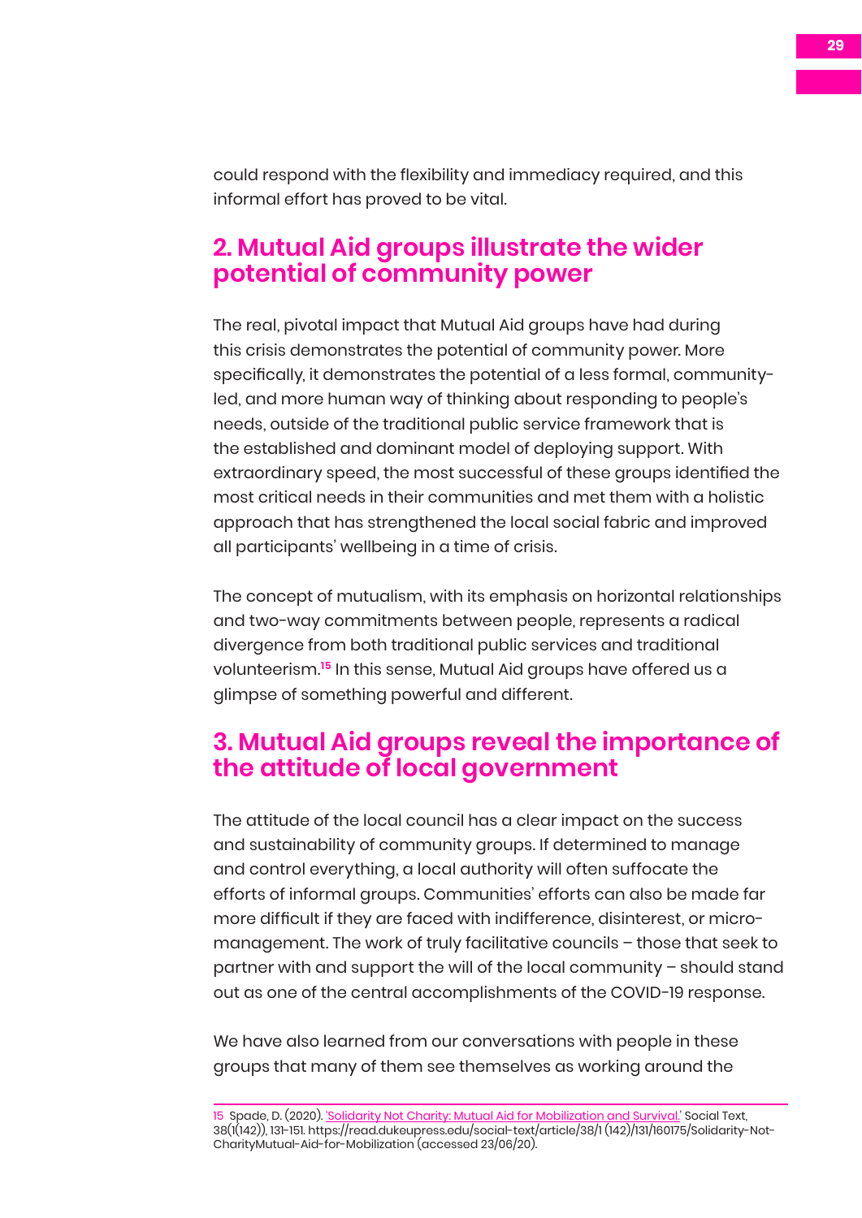could respond with the flexibility and immediacy required, and this informal effort has proved to be vital.

## 2. Mutual Aid groups illustrate the wider potential of community power

The real, pivotal impact that Mutual Aid groups have had during this crisis demonstrates the potential of community power. More specifically, it demonstrates the potential of a less formal, community-led, and more human way of thinking about responding to people's needs, outside of the traditional public service framework that is the established and dominant model of deploying support. With extraordinary speed, the most successful of these groups identified the most critical needs in their communities and met them with a holistic approach that has strengthened the local social fabric and improved all participants' wellbeing in a time of crisis.

The concept of mutualism, with its emphasis on horizontal relationships and two-way commitments between people, represents a radical divergence from both traditional public services and traditional volunteerism.[15] In this sense, Mutual Aid groups have offered us a glimpse of something powerful and different.

## 3. Mutual Aid groups reveal the importance of the attitude of local government

The attitude of the local council has a clear impact on the success and sustainability of community groups. If determined to manage and control everything, a local authority will often suffocate the efforts of informal groups. Communities' efforts can also be made far more difficult if they are faced with indifference, disinterest, or micro-management. The work of truly facilitative councils – those that seek to partner with and support the will of the local community – should stand out as one of the central accomplishments of the COVID-19 response.

We have also learned from our conversations with people in these groups that many of them see themselves as working around the

---

15 Spade, D. (2020). 'Solidarity Not Charity: Mutual Aid for Mobilization and Survival.' Social Text, 38(1(142)), 131-151. https://read.dukeupress.edu/social-text/article/38/1 (142)/131/160175/Solidarity-Not-CharityMutual-Aid-for-Mobilization (accessed 23/06/20).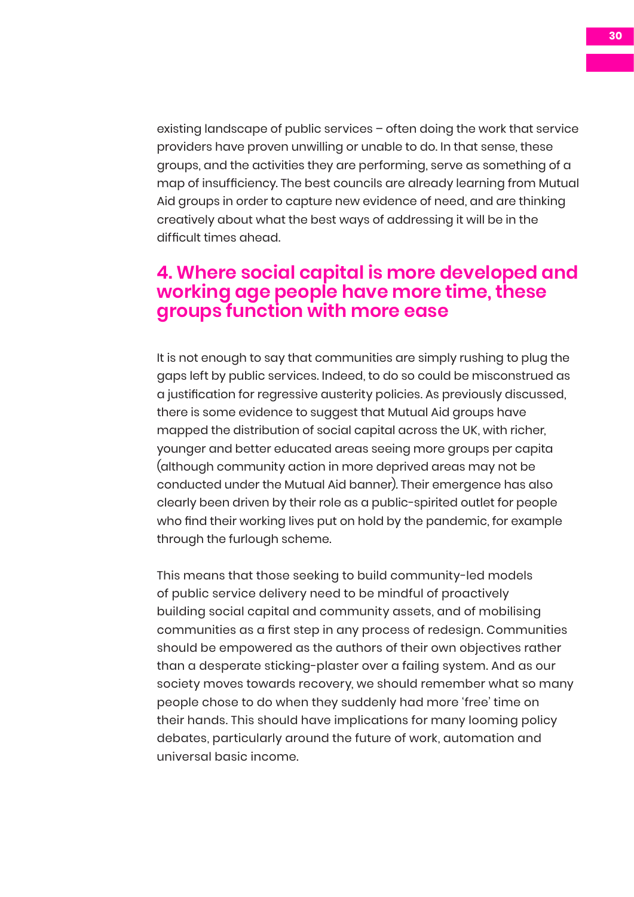existing landscape of public services – often doing the work that service providers have proven unwilling or unable to do. In that sense, these groups, and the activities they are performing, serve as something of a map of insufficiency. The best councils are already learning from Mutual Aid groups in order to capture new evidence of need, and are thinking creatively about what the best ways of addressing it will be in the difficult times ahead.

## 4. Where social capital is more developed and working age people have more time, these groups function with more ease

It is not enough to say that communities are simply rushing to plug the gaps left by public services. Indeed, to do so could be misconstrued as a justification for regressive austerity policies. As previously discussed, there is some evidence to suggest that Mutual Aid groups have mapped the distribution of social capital across the UK, with richer, younger and better educated areas seeing more groups per capita (although community action in more deprived areas may not be conducted under the Mutual Aid banner). Their emergence has also clearly been driven by their role as a public-spirited outlet for people who find their working lives put on hold by the pandemic, for example through the furlough scheme.

This means that those seeking to build community-led models of public service delivery need to be mindful of proactively building social capital and community assets, and of mobilising communities as a first step in any process of redesign. Communities should be empowered as the authors of their own objectives rather than a desperate sticking-plaster over a failing system. And as our society moves towards recovery, we should remember what so many people chose to do when they suddenly had more 'free' time on their hands. This should have implications for many looming policy debates, particularly around the future of work, automation and universal basic income.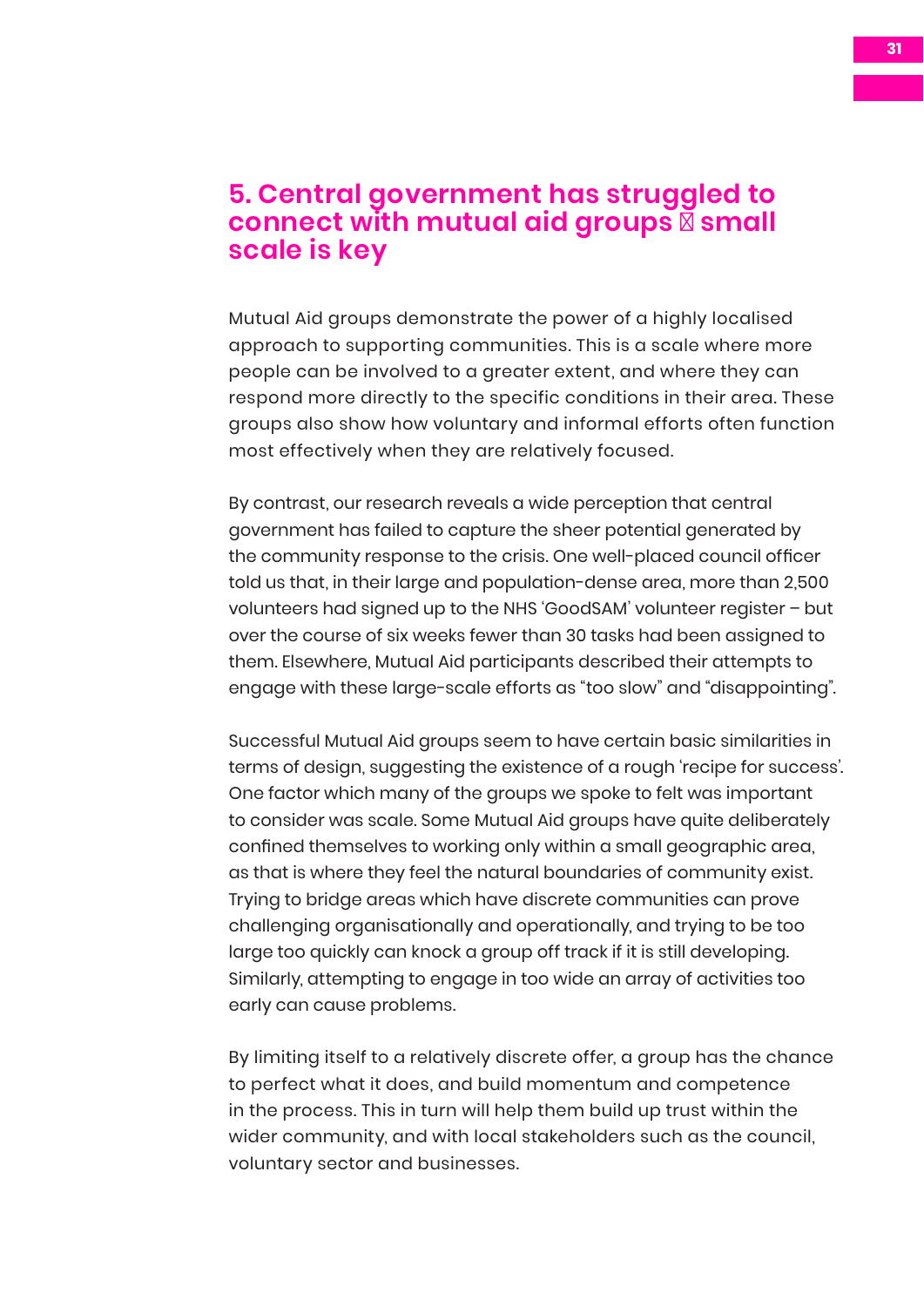## 5. Central government has struggled to connect with mutual aid groups  small scale is key

Mutual Aid groups demonstrate the power of a highly localised approach to supporting communities. This is a scale where more people can be involved to a greater extent, and where they can respond more directly to the specific conditions in their area. These groups also show how voluntary and informal efforts often function most effectively when they are relatively focused.

By contrast, our research reveals a wide perception that central government has failed to capture the sheer potential generated by the community response to the crisis. One well-placed council officer told us that, in their large and population-dense area, more than 2,500 volunteers had signed up to the NHS 'GoodSAM' volunteer register – but over the course of six weeks fewer than 30 tasks had been assigned to them. Elsewhere, Mutual Aid participants described their attempts to engage with these large-scale efforts as "too slow" and "disappointing".

Successful Mutual Aid groups seem to have certain basic similarities in terms of design, suggesting the existence of a rough 'recipe for success'. One factor which many of the groups we spoke to felt was important to consider was scale. Some Mutual Aid groups have quite deliberately confined themselves to working only within a small geographic area, as that is where they feel the natural boundaries of community exist. Trying to bridge areas which have discrete communities can prove challenging organisationally and operationally, and trying to be too large too quickly can knock a group off track if it is still developing. Similarly, attempting to engage in too wide an array of activities too early can cause problems.

By limiting itself to a relatively discrete offer, a group has the chance to perfect what it does, and build momentum and competence in the process. This in turn will help them build up trust within the wider community, and with local stakeholders such as the council, voluntary sector and businesses.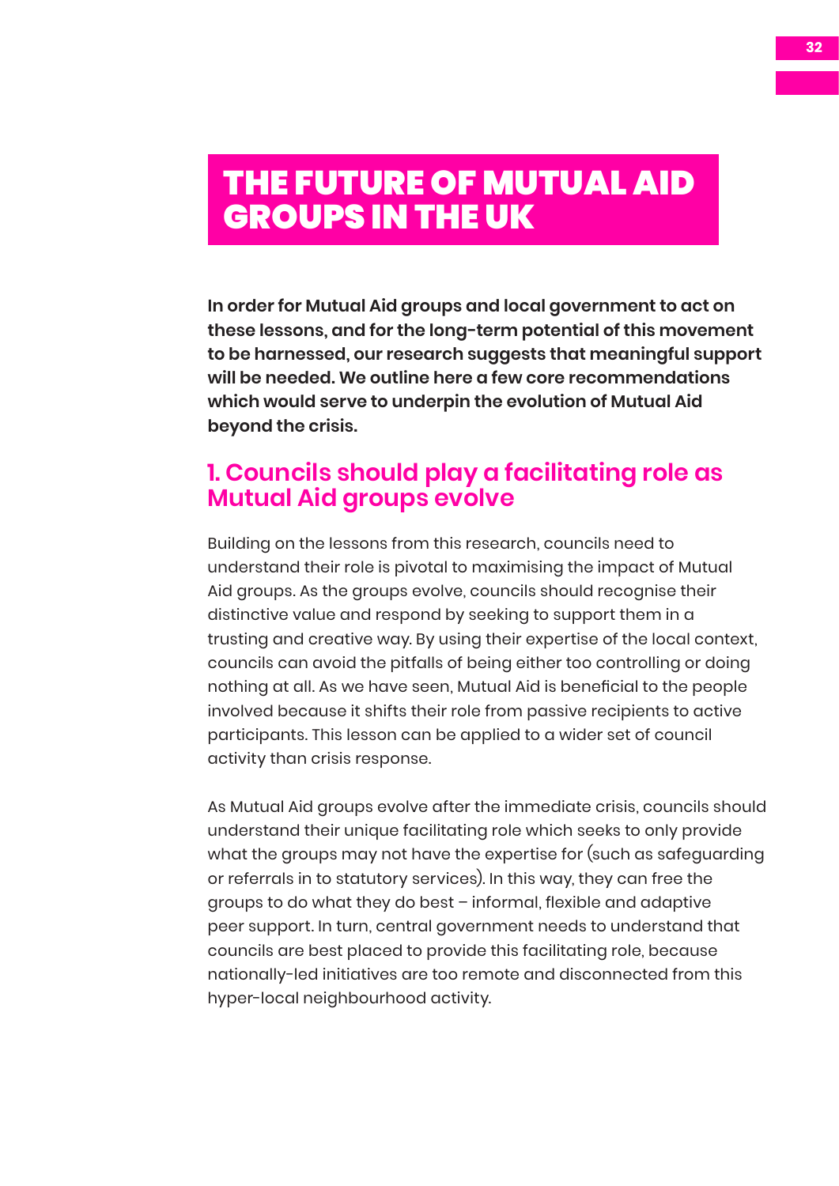# THE FUTURE OF MUTUAL AID GROUPS IN THE UK

**In order for Mutual Aid groups and local government to act on these lessons, and for the long-term potential of this movement to be harnessed, our research suggests that meaningful support will be needed. We outline here a few core recommendations which would serve to underpin the evolution of Mutual Aid beyond the crisis.**

## 1. Councils should play a facilitating role as Mutual Aid groups evolve

Building on the lessons from this research, councils need to understand their role is pivotal to maximising the impact of Mutual Aid groups. As the groups evolve, councils should recognise their distinctive value and respond by seeking to support them in a trusting and creative way. By using their expertise of the local context, councils can avoid the pitfalls of being either too controlling or doing nothing at all. As we have seen, Mutual Aid is beneficial to the people involved because it shifts their role from passive recipients to active participants. This lesson can be applied to a wider set of council activity than crisis response.

As Mutual Aid groups evolve after the immediate crisis, councils should understand their unique facilitating role which seeks to only provide what the groups may not have the expertise for (such as safeguarding or referrals in to statutory services). In this way, they can free the groups to do what they do best – informal, flexible and adaptive peer support. In turn, central government needs to understand that councils are best placed to provide this facilitating role, because nationally-led initiatives are too remote and disconnected from this hyper-local neighbourhood activity.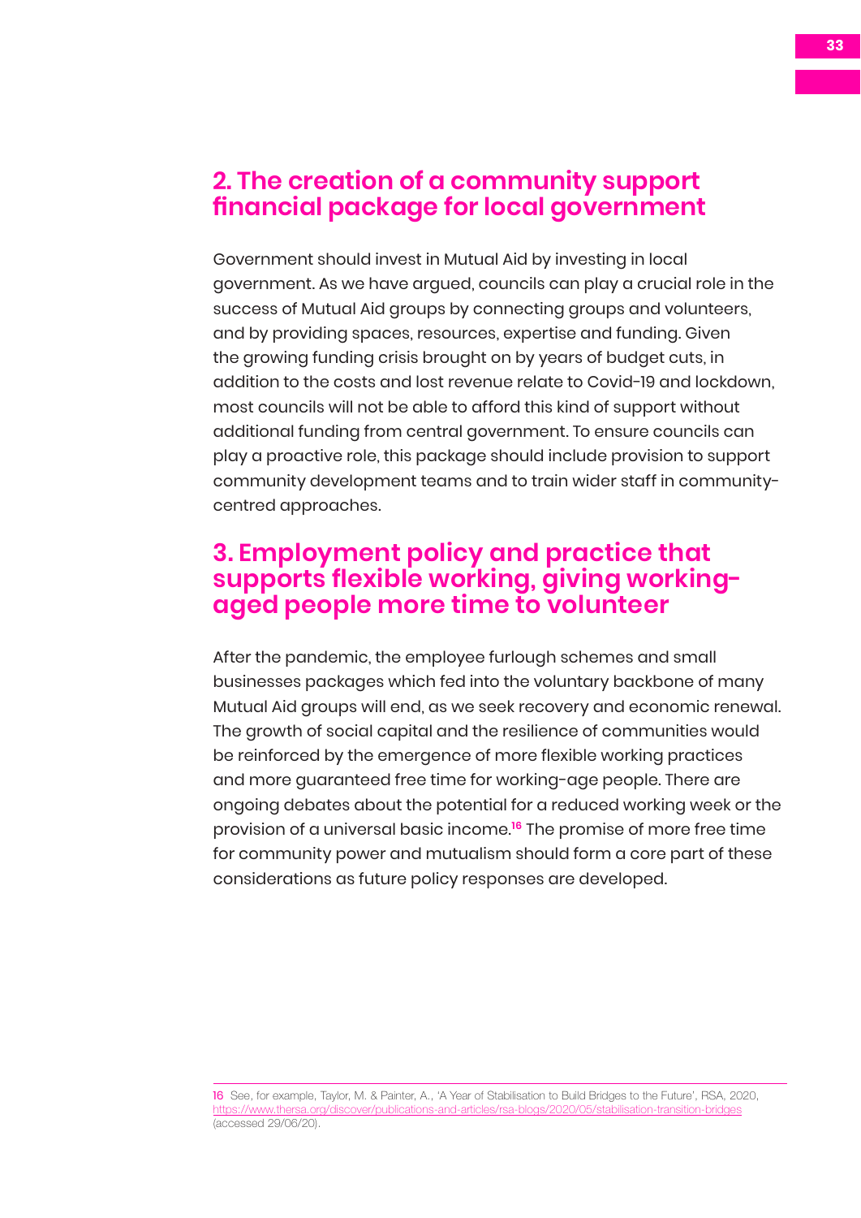## 2. The creation of a community support financial package for local government

Government should invest in Mutual Aid by investing in local government. As we have argued, councils can play a crucial role in the success of Mutual Aid groups by connecting groups and volunteers, and by providing spaces, resources, expertise and funding. Given the growing funding crisis brought on by years of budget cuts, in addition to the costs and lost revenue relate to Covid-19 and lockdown, most councils will not be able to afford this kind of support without additional funding from central government. To ensure councils can play a proactive role, this package should include provision to support community development teams and to train wider staff in community-centred approaches.

## 3. Employment policy and practice that supports flexible working, giving working-aged people more time to volunteer

After the pandemic, the employee furlough schemes and small businesses packages which fed into the voluntary backbone of many Mutual Aid groups will end, as we seek recovery and economic renewal. The growth of social capital and the resilience of communities would be reinforced by the emergence of more flexible working practices and more guaranteed free time for working-age people. There are ongoing debates about the potential for a reduced working week or the provision of a universal basic income.[16] The promise of more free time for community power and mutualism should form a core part of these considerations as future policy responses are developed.

---

16 See, for example, Taylor, M. & Painter, A., 'A Year of Stabilisation to Build Bridges to the Future', RSA, 2020, https://www.thersa.org/discover/publications-and-articles/rsa-blogs/2020/05/stabilisation-transition-bridges (accessed 29/06/20).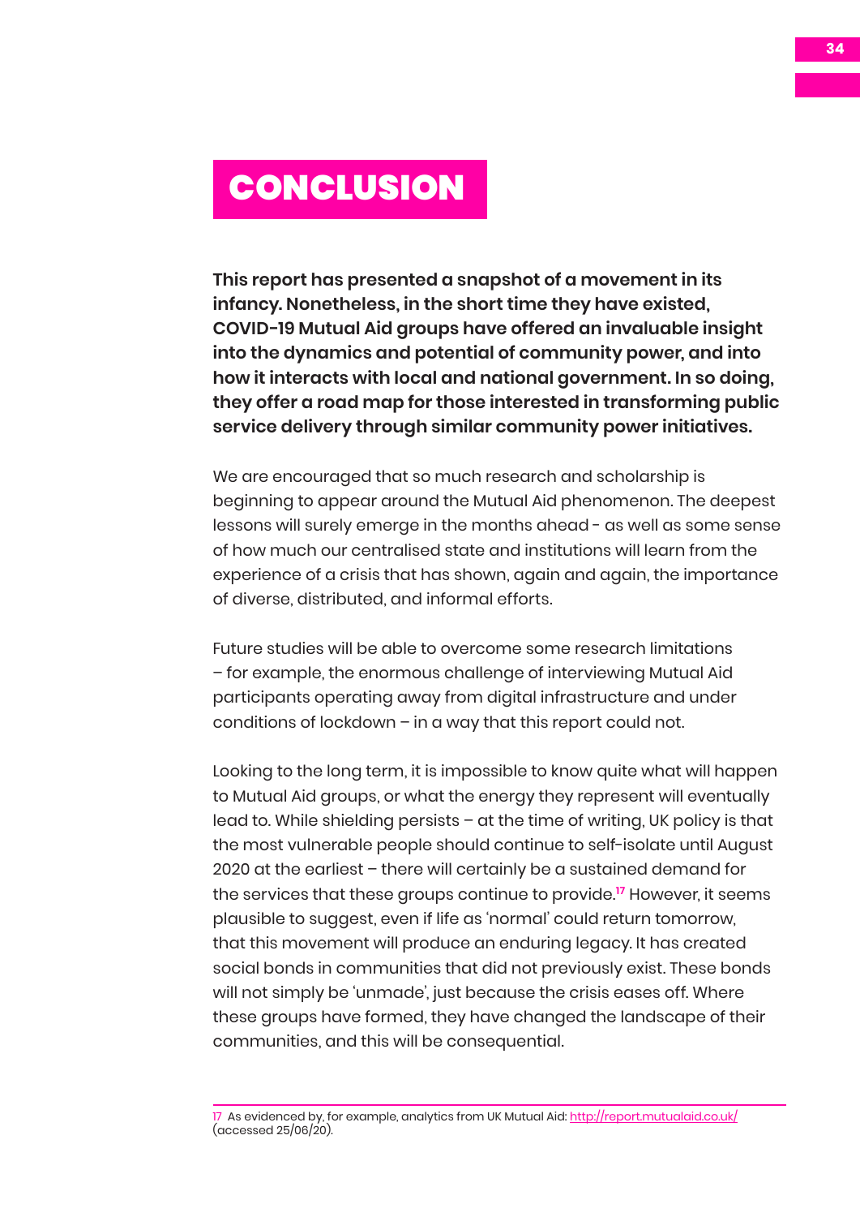# CONCLUSION

**This report has presented a snapshot of a movement in its infancy. Nonetheless, in the short time they have existed, COVID-19 Mutual Aid groups have offered an invaluable insight into the dynamics and potential of community power, and into how it interacts with local and national government. In so doing, they offer a road map for those interested in transforming public service delivery through similar community power initiatives.**

We are encouraged that so much research and scholarship is beginning to appear around the Mutual Aid phenomenon. The deepest lessons will surely emerge in the months ahead - as well as some sense of how much our centralised state and institutions will learn from the experience of a crisis that has shown, again and again, the importance of diverse, distributed, and informal efforts.

Future studies will be able to overcome some research limitations – for example, the enormous challenge of interviewing Mutual Aid participants operating away from digital infrastructure and under conditions of lockdown – in a way that this report could not.

Looking to the long term, it is impossible to know quite what will happen to Mutual Aid groups, or what the energy they represent will eventually lead to. While shielding persists – at the time of writing, UK policy is that the most vulnerable people should continue to self-isolate until August 2020 at the earliest – there will certainly be a sustained demand for the services that these groups continue to provide.[17] However, it seems plausible to suggest, even if life as 'normal' could return tomorrow, that this movement will produce an enduring legacy. It has created social bonds in communities that did not previously exist. These bonds will not simply be 'unmade', just because the crisis eases off. Where these groups have formed, they have changed the landscape of their communities, and this will be consequential.

---

17 As evidenced by, for example, analytics from UK Mutual Aid: http://report.mutualaid.co.uk/ (accessed 25/06/20).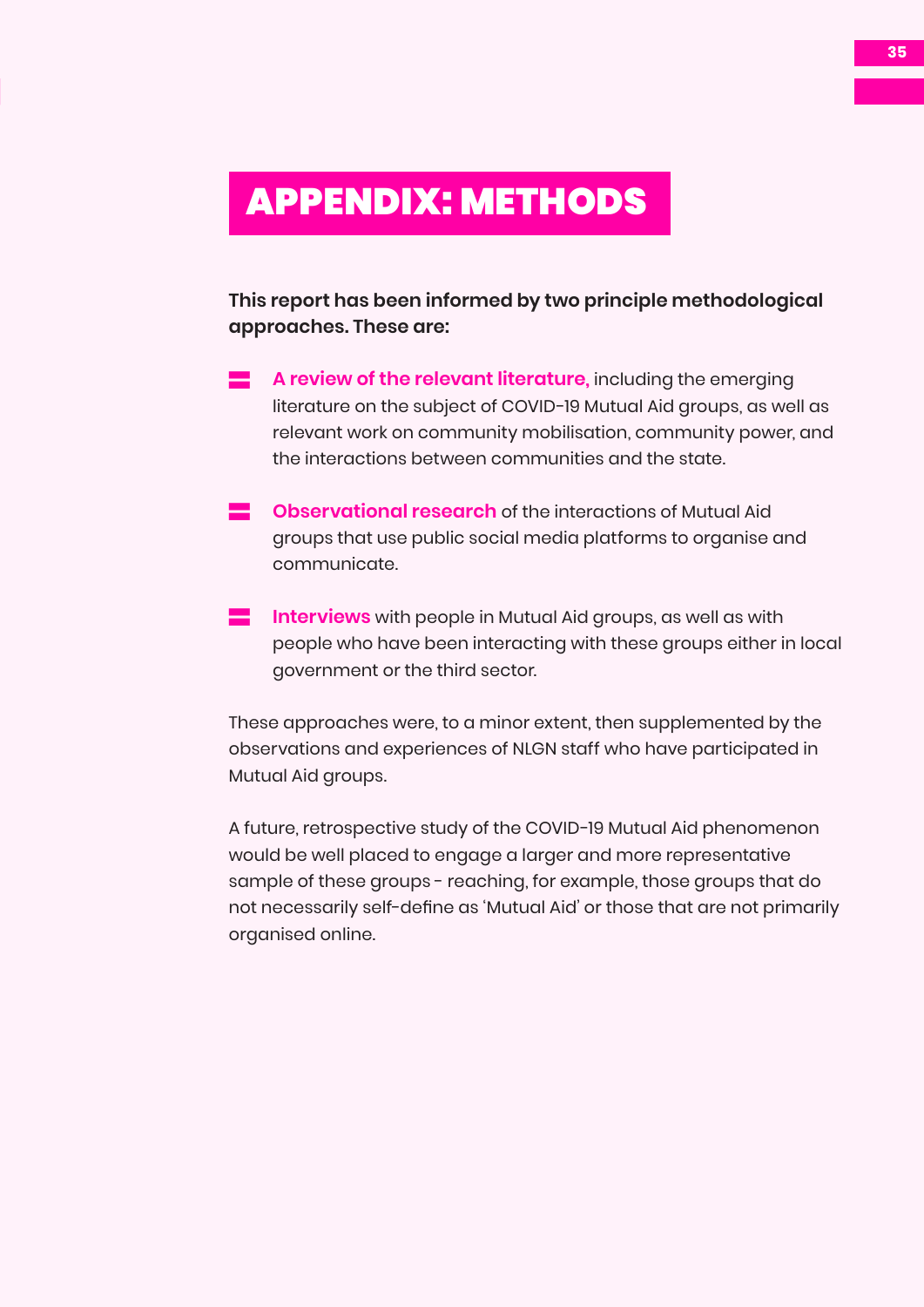# APPENDIX: METHODS

**This report has been informed by two principle methodological approaches. These are:**

- **A review of the relevant literature,** including the emerging literature on the subject of COVID-19 Mutual Aid groups, as well as relevant work on community mobilisation, community power, and the interactions between communities and the state.
- **Observational research** of the interactions of Mutual Aid groups that use public social media platforms to organise and communicate.
- **Interviews** with people in Mutual Aid groups, as well as with people who have been interacting with these groups either in local government or the third sector.

These approaches were, to a minor extent, then supplemented by the observations and experiences of NLGN staff who have participated in Mutual Aid groups.

A future, retrospective study of the COVID-19 Mutual Aid phenomenon would be well placed to engage a larger and more representative sample of these groups - reaching, for example, those groups that do not necessarily self-define as 'Mutual Aid' or those that are not primarily organised online.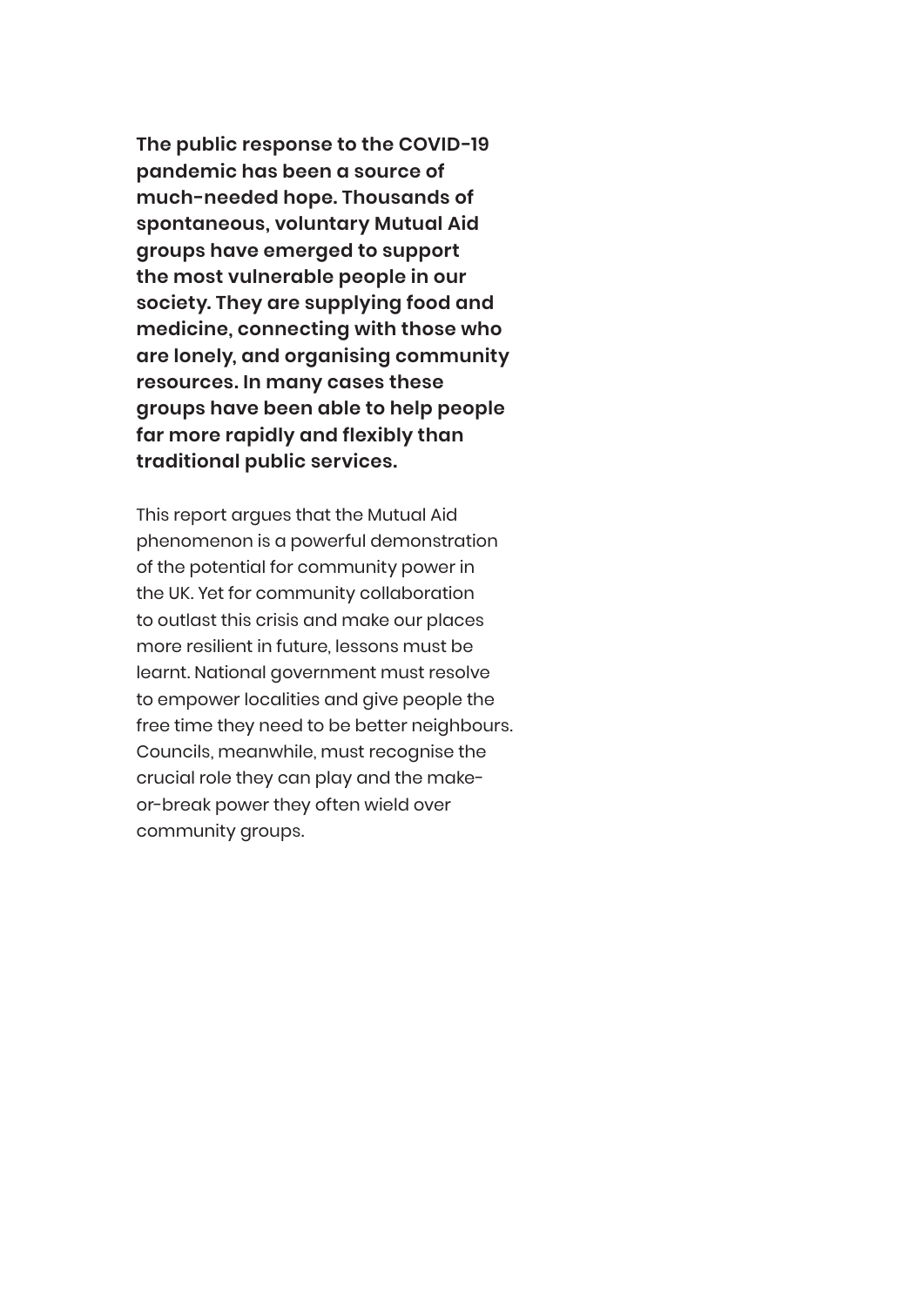**The public response to the COVID-19 pandemic has been a source of much-needed hope. Thousands of spontaneous, voluntary Mutual Aid groups have emerged to support the most vulnerable people in our society. They are supplying food and medicine, connecting with those who are lonely, and organising community resources. In many cases these groups have been able to help people far more rapidly and flexibly than traditional public services.**

This report argues that the Mutual Aid phenomenon is a powerful demonstration of the potential for community power in the UK. Yet for community collaboration to outlast this crisis and make our places more resilient in future, lessons must be learnt. National government must resolve to empower localities and give people the free time they need to be better neighbours. Councils, meanwhile, must recognise the crucial role they can play and the make-or-break power they often wield over community groups.